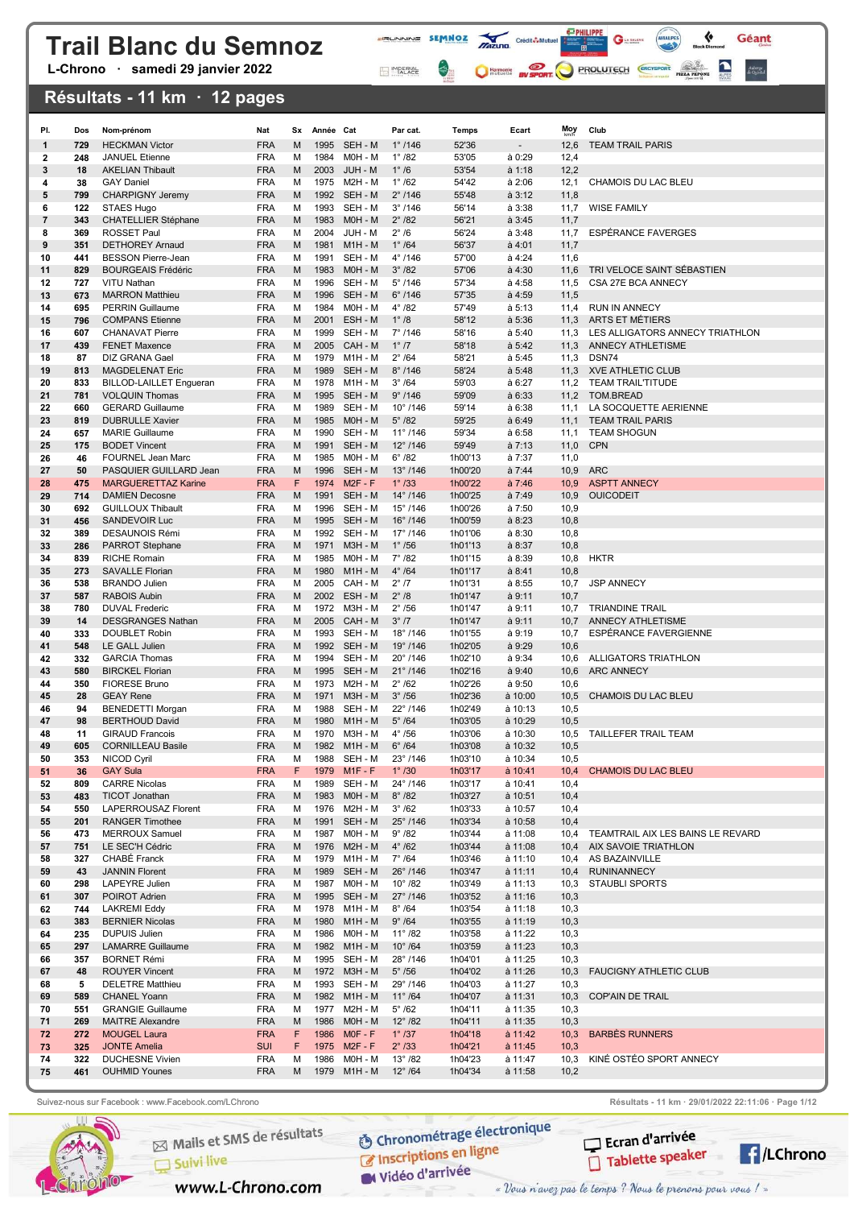# Trail Blanc du Semnoz

**L-Chrono · samedi 29 janvier 2022**

## Résultats - 11 km · 12 pages

| Pl. | Dos | Nom-prénom | Nat | Sx | Année | Cat | Par cat. | Temps | Ecart | Moy km/h | Club |
|---|---|---|---|---|---|---|---|---|---|---|---|
| 1 | 729 | HECKMAN Victor | FRA | M | 1995 | SEH - M | 1° /146 | 52'36 | - | 12,6 | TEAM TRAIL PARIS |
| 2 | 248 | JANUEL Etienne | FRA | M | 1984 | M0H - M | 1° /82 | 53'05 | à 0:29 | 12,4 | |
| 3 | 18 | AKELIAN Thibault | FRA | M | 2003 | JUH - M | 1° /6 | 53'54 | à 1:18 | 12,2 | |
| 4 | 38 | GAY Daniel | FRA | M | 1975 | M2H - M | 1° /62 | 54'42 | à 2:06 | 12,1 | CHAMOIS DU LAC BLEU |
| 5 | 799 | CHARPIGNY Jeremy | FRA | M | 1992 | SEH - M | 2° /146 | 55'48 | à 3:12 | 11,8 | |
| 6 | 122 | STAES Hugo | FRA | M | 1993 | SEH - M | 3° /146 | 56'14 | à 3:38 | 11,7 | WISE FAMILY |
| 7 | 343 | CHATELLIER Stéphane | FRA | M | 1983 | M0H - M | 2° /82 | 56'21 | à 3:45 | 11,7 | |
| 8 | 369 | ROSSET Paul | FRA | M | 2004 | JUH - M | 2° /6 | 56'24 | à 3:48 | 11,7 | ESPÉRANCE FAVERGES |
| 9 | 351 | DETHOREY Arnaud | FRA | M | 1981 | M1H - M | 1° /64 | 56'37 | à 4:01 | 11,7 | |
| 10 | 441 | BESSON Pierre-Jean | FRA | M | 1991 | SEH - M | 4° /146 | 57'00 | à 4:24 | 11,6 | |
| 11 | 829 | BOURGEAIS Frédéric | FRA | M | 1983 | M0H - M | 3° /82 | 57'06 | à 4:30 | 11,6 | TRI VELOCE SAINT SÉBASTIEN |
| 12 | 727 | VITU Nathan | FRA | M | 1996 | SEH - M | 5° /146 | 57'34 | à 4:58 | 11,5 | CSA 27E BCA ANNECY |
| 13 | 673 | MARRON Matthieu | FRA | M | 1996 | SEH - M | 6° /146 | 57'35 | à 4:59 | 11,5 | |
| 14 | 695 | PERRIN Guillaume | FRA | M | 1984 | M0H - M | 4° /82 | 57'49 | à 5:13 | 11,4 | RUN IN ANNECY |
| 15 | 796 | COMPANS Etienne | FRA | M | 2001 | ESH - M | 1° /8 | 58'12 | à 5:36 | 11,3 | ARTS ET MÉTIERS |
| 16 | 607 | CHANAVAT Pierre | FRA | M | 1999 | SEH - M | 7° /146 | 58'16 | à 5:40 | 11,3 | LES ALLIGATORS ANNECY TRIATHLON |
| 17 | 439 | FENET Maxence | FRA | M | 2005 | CAH - M | 1° /7 | 58'18 | à 5:42 | 11,3 | ANNECY ATHLETISME |
| 18 | 87 | DIZ GRANA Gael | FRA | M | 1979 | M1H - M | 2° /64 | 58'21 | à 5:45 | 11,3 | DSN74 |
| 19 | 813 | MAGDELENAT Eric | FRA | M | 1989 | SEH - M | 8° /146 | 58'24 | à 5:48 | 11,3 | XVE ATHLETIC CLUB |
| 20 | 833 | BILLOD-LAILLET Engueran | FRA | M | 1978 | M1H - M | 3° /64 | 59'03 | à 6:27 | 11,2 | TEAM TRAIL'TITUDE |
| 21 | 781 | VOLQUIN Thomas | FRA | M | 1995 | SEH - M | 9° /146 | 59'09 | à 6:33 | 11,2 | TOM.BREAD |
| 22 | 660 | GERARD Guillaume | FRA | M | 1989 | SEH - M | 10° /146 | 59'14 | à 6:38 | 11,1 | LA SOCQUETTE AERIENNE |
| 23 | 819 | DUBRULLE Xavier | FRA | M | 1985 | M0H - M | 5° /82 | 59'25 | à 6:49 | 11,1 | TEAM TRAIL PARIS |
| 24 | 657 | MARIE Guillaume | FRA | M | 1990 | SEH - M | 11° /146 | 59'34 | à 6:58 | 11,1 | TEAM SHOGUN |
| 25 | 175 | BODET Vincent | FRA | M | 1991 | SEH - M | 12° /146 | 59'49 | à 7:13 | 11,0 | CPN |
| 26 | 46 | FOURNEL Jean Marc | FRA | M | 1985 | M0H - M | 6° /82 | 1h00'13 | à 7:37 | 11,0 | |
| 27 | 50 | PASQUIER GUILLARD Jean | FRA | M | 1996 | SEH - M | 13° /146 | 1h00'20 | à 7:44 | 10,9 | ARC |
| 28 | 475 | MARGUERETTAZ Karine | FRA | F | 1974 | M2F - F | 1° /33 | 1h00'22 | à 7:46 | 10,9 | ASPTT ANNECY |
| 29 | 714 | DAMIEN Decosne | FRA | M | 1991 | SEH - M | 14° /146 | 1h00'25 | à 7:49 | 10,9 | OUICODEIT |
| 30 | 692 | GUILLOUX Thibault | FRA | M | 1996 | SEH - M | 15° /146 | 1h00'26 | à 7:50 | 10,9 | |
| 31 | 456 | SANDEVOIR Luc | FRA | M | 1995 | SEH - M | 16° /146 | 1h00'59 | à 8:23 | 10,8 | |
| 32 | 389 | DESAUNOIS Rémi | FRA | M | 1992 | SEH - M | 17° /146 | 1h01'06 | à 8:30 | 10,8 | |
| 33 | 286 | PARROT Stephane | FRA | M | 1971 | M3H - M | 1° /56 | 1h01'13 | à 8:37 | 10,8 | |
| 34 | 839 | RICHE Romain | FRA | M | 1985 | M0H - M | 7° /82 | 1h01'15 | à 8:39 | 10,8 | HKTR |
| 35 | 273 | SAVALLE Florian | FRA | M | 1980 | M1H - M | 4° /64 | 1h01'17 | à 8:41 | 10,8 | |
| 36 | 538 | BRANDO Julien | FRA | M | 2005 | CAH - M | 2° /7 | 1h01'31 | à 8:55 | 10,7 | JSP ANNECY |
| 37 | 587 | RABOIS Aubin | FRA | M | 2002 | ESH - M | 2° /8 | 1h01'47 | à 9:11 | 10,7 | |
| 38 | 780 | DUVAL Frederic | FRA | M | 1972 | M3H - M | 2° /56 | 1h01'47 | à 9:11 | 10,7 | TRIANDINE TRAIL |
| 39 | 14 | DESGRANGES Nathan | FRA | M | 2005 | CAH - M | 3° /7 | 1h01'47 | à 9:11 | 10,7 | ANNECY ATHLETISME |
| 40 | 333 | DOUBLET Robin | FRA | M | 1993 | SEH - M | 18° /146 | 1h01'55 | à 9:19 | 10,7 | ESPÉRANCE FAVERGIENNE |
| 41 | 548 | LE GALL Julien | FRA | M | 1992 | SEH - M | 19° /146 | 1h02'05 | à 9:29 | 10,6 | |
| 42 | 332 | GARCIA Thomas | FRA | M | 1994 | SEH - M | 20° /146 | 1h02'10 | à 9:34 | 10,6 | ALLIGATORS TRIATHLON |
| 43 | 580 | BIRCKEL Florian | FRA | M | 1995 | SEH - M | 21° /146 | 1h02'16 | à 9:40 | 10,6 | ARC ANNECY |
| 44 | 350 | FIORESE Bruno | FRA | M | 1973 | M2H - M | 2° /62 | 1h02'26 | à 9:50 | 10,6 | |
| 45 | 28 | GEAY Rene | FRA | M | 1971 | M3H - M | 3° /56 | 1h02'36 | à 10:00 | 10,5 | CHAMOIS DU LAC BLEU |
| 46 | 94 | BENEDETTI Morgan | FRA | M | 1988 | SEH - M | 22° /146 | 1h02'49 | à 10:13 | 10,5 | |
| 47 | 98 | BERTHOUD David | FRA | M | 1980 | M1H - M | 5° /64 | 1h03'05 | à 10:29 | 10,5 | |
| 48 | 11 | GIRAUD Francois | FRA | M | 1970 | M3H - M | 4° /56 | 1h03'06 | à 10:30 | 10,5 | TAILLEFER TRAIL TEAM |
| 49 | 605 | CORNILLEAU Basile | FRA | M | 1982 | M1H - M | 6° /64 | 1h03'08 | à 10:32 | 10,5 | |
| 50 | 353 | NICOD Cyril | FRA | M | 1988 | SEH - M | 23° /146 | 1h03'10 | à 10:34 | 10,5 | |
| 51 | 36 | GAY Sula | FRA | F | 1979 | M1F - F | 1° /30 | 1h03'17 | à 10:41 | 10,4 | CHAMOIS DU LAC BLEU |
| 52 | 809 | CARRE Nicolas | FRA | M | 1989 | SEH - M | 24° /146 | 1h03'17 | à 10:41 | 10,4 | |
| 53 | 483 | TICOT Jonathan | FRA | M | 1983 | M0H - M | 8° /82 | 1h03'27 | à 10:51 | 10,4 | |
| 54 | 550 | LAPERROUSAZ Florent | FRA | M | 1976 | M2H - M | 3° /62 | 1h03'33 | à 10:57 | 10,4 | |
| 55 | 201 | RANGER Timothee | FRA | M | 1991 | SEH - M | 25° /146 | 1h03'34 | à 10:58 | 10,4 | |
| 56 | 473 | MERROUX Samuel | FRA | M | 1987 | M0H - M | 9° /82 | 1h03'44 | à 11:08 | 10,4 | TEAMTRAIL AIX LES BAINS LE REVARD |
| 57 | 751 | LE SEC'H Cédric | FRA | M | 1976 | M2H - M | 4° /62 | 1h03'44 | à 11:08 | 10,4 | AIX SAVOIE TRIATHLON |
| 58 | 327 | CHABÉ Franck | FRA | M | 1979 | M1H - M | 7° /64 | 1h03'46 | à 11:10 | 10,4 | AS BAZAINVILLE |
| 59 | 43 | JANNIN Florent | FRA | M | 1989 | SEH - M | 26° /146 | 1h03'47 | à 11:11 | 10,4 | RUNINANNECY |
| 60 | 298 | LAPEYRE Julien | FRA | M | 1987 | M0H - M | 10° /82 | 1h03'49 | à 11:13 | 10,3 | STAUBLI SPORTS |
| 61 | 307 | POIROT Adrien | FRA | M | 1995 | SEH - M | 27° /146 | 1h03'52 | à 11:16 | 10,3 | |
| 62 | 744 | LAKREMI Eddy | FRA | M | 1978 | M1H - M | 8° /64 | 1h03'54 | à 11:18 | 10,3 | |
| 63 | 383 | BERNIER Nicolas | FRA | M | 1980 | M1H - M | 9° /64 | 1h03'55 | à 11:19 | 10,3 | |
| 64 | 235 | DUPUIS Julien | FRA | M | 1986 | M0H - M | 11° /82 | 1h03'58 | à 11:22 | 10,3 | |
| 65 | 297 | LAMARRE Guillaume | FRA | M | 1982 | M1H - M | 10° /64 | 1h03'59 | à 11:23 | 10,3 | |
| 66 | 357 | BORNET Rémi | FRA | M | 1995 | SEH - M | 28° /146 | 1h04'01 | à 11:25 | 10,3 | |
| 67 | 48 | ROUYER Vincent | FRA | M | 1972 | M3H - M | 5° /56 | 1h04'02 | à 11:26 | 10,3 | FAUCIGNY ATHLETIC CLUB |
| 68 | 5 | DELETRE Matthieu | FRA | M | 1993 | SEH - M | 29° /146 | 1h04'03 | à 11:27 | 10,3 | |
| 69 | 589 | CHANEL Yoann | FRA | M | 1982 | M1H - M | 11° /64 | 1h04'07 | à 11:31 | 10,3 | COP'AIN DE TRAIL |
| 70 | 551 | GRANGIE Guillaume | FRA | M | 1977 | M2H - M | 5° /62 | 1h04'11 | à 11:35 | 10,3 | |
| 71 | 269 | MAITRE Alexandre | FRA | M | 1986 | M0H - M | 12° /82 | 1h04'11 | à 11:35 | 10,3 | |
| 72 | 272 | MOUGEL Laura | FRA | F | 1986 | M0F - F | 1° /37 | 1h04'18 | à 11:42 | 10,3 | BARBÈS RUNNERS |
| 73 | 325 | JONTE Amelia | SUI | F | 1975 | M2F - F | 2° /33 | 1h04'21 | à 11:45 | 10,3 | |
| 74 | 322 | DUCHESNE Vivien | FRA | M | 1986 | M0H - M | 13° /82 | 1h04'23 | à 11:47 | 10,3 | KINÉ OSTÉO SPORT ANNECY |
| 75 | 461 | OUHMID Younes | FRA | M | 1979 | M1H - M | 12° /64 | 1h04'34 | à 11:58 | 10,2 | |

Suivez-nous sur Facebook : www.Facebook.com/LChrono

Mails et SMS de résultats · Suivi live · www.L-Chrono.com · Chronométrage électronique · Inscriptions en ligne · Vidéo d'arrivée · Ecran d'arrivée · Tablette speaker · /LChrono

« Vous n'avez pas le temps ? Nous le prenons pour vous ! »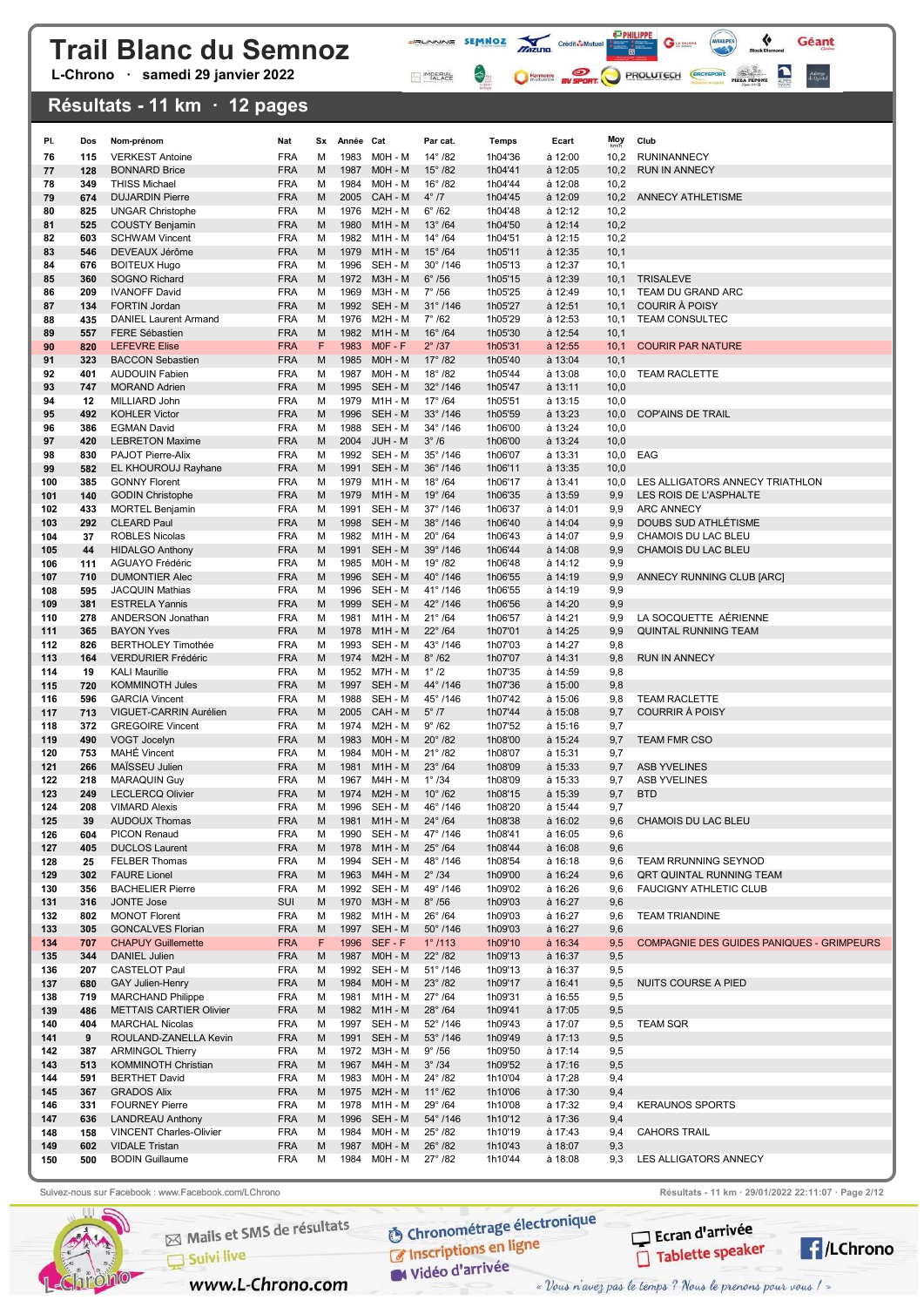# Trail Blanc du Semnoz

**L-Chrono · samedi 29 janvier 2022**

## Résultats - 11 km · 12 pages

| Pl. | Dos | Nom-prénom | Nat | Sx | Année | Cat | Par cat. | Temps | Ecart | Moy km/h | Club |
|---|---|---|---|---|---|---|---|---|---|---|---|
| 76 | 115 | VERKEST Antoine | FRA | M | 1983 | M0H - M | 14° /82 | 1h04'36 | à 12:00 | 10,2 | RUNINANNECY |
| 77 | 128 | BONNARD Brice | FRA | M | 1987 | M0H - M | 15° /82 | 1h04'41 | à 12:05 | 10,2 | RUN IN ANNECY |
| 78 | 349 | THISS Michael | FRA | M | 1984 | M0H - M | 16° /82 | 1h04'44 | à 12:08 | 10,2 | |
| 79 | 674 | DUJARDIN Pierre | FRA | M | 2005 | CAH - M | 4° /7 | 1h04'45 | à 12:09 | 10,2 | ANNECY ATHLETISME |
| 80 | 825 | UNGAR Christophe | FRA | M | 1976 | M2H - M | 6° /62 | 1h04'48 | à 12:12 | 10,2 | |
| 81 | 525 | COUSTY Benjamin | FRA | M | 1980 | M1H - M | 13° /64 | 1h04'50 | à 12:14 | 10,2 | |
| 82 | 603 | SCHWAM Vincent | FRA | M | 1982 | M1H - M | 14° /64 | 1h04'51 | à 12:15 | 10,2 | |
| 83 | 546 | DEVEAUX Jérôme | FRA | M | 1979 | M1H - M | 15° /64 | 1h05'11 | à 12:35 | 10,1 | |
| 84 | 676 | BOITEUX Hugo | FRA | M | 1996 | SEH - M | 30° /146 | 1h05'13 | à 12:37 | 10,1 | |
| 85 | 360 | SOGNO Richard | FRA | M | 1972 | M3H - M | 6° /56 | 1h05'15 | à 12:39 | 10,1 | TRISALEVE |
| 86 | 209 | IVANOFF David | FRA | M | 1969 | M3H - M | 7° /56 | 1h05'25 | à 12:49 | 10,1 | TEAM DU GRAND ARC |
| 87 | 134 | FORTIN Jordan | FRA | M | 1992 | SEH - M | 31° /146 | 1h05'27 | à 12:51 | 10,1 | COURIR À POISY |
| 88 | 435 | DANIEL Laurent Armand | FRA | M | 1976 | M2H - M | 7° /62 | 1h05'29 | à 12:53 | 10,1 | TEAM CONSULTEC |
| 89 | 557 | FERE Sébastien | FRA | M | 1982 | M1H - M | 16° /64 | 1h05'30 | à 12:54 | 10,1 | |
| 90 | 820 | LEFEVRE Elise | FRA | F | 1983 | M0F - F | 2° /37 | 1h05'31 | à 12:55 | 10,1 | COURIR PAR NATURE |
| 91 | 323 | BACCON Sebastien | FRA | M | 1985 | M0H - M | 17° /82 | 1h05'40 | à 13:04 | 10,1 | |
| 92 | 401 | AUDOUIN Fabien | FRA | M | 1987 | M0H - M | 18° /82 | 1h05'44 | à 13:08 | 10,0 | TEAM RACLETTE |
| 93 | 747 | MORAND Adrien | FRA | M | 1995 | SEH - M | 32° /146 | 1h05'47 | à 13:11 | 10,0 | |
| 94 | 12 | MILLIARD John | FRA | M | 1979 | M1H - M | 17° /64 | 1h05'51 | à 13:15 | 10,0 | |
| 95 | 492 | KOHLER Victor | FRA | M | 1996 | SEH - M | 33° /146 | 1h05'59 | à 13:23 | 10,0 | COP'AINS DE TRAIL |
| 96 | 386 | EGMAN David | FRA | M | 1988 | SEH - M | 34° /146 | 1h06'00 | à 13:24 | 10,0 | |
| 97 | 420 | LEBRETON Maxime | FRA | M | 2004 | JUH - M | 3° /6 | 1h06'00 | à 13:24 | 10,0 | |
| 98 | 830 | PAJOT Pierre-Alix | FRA | M | 1992 | SEH - M | 35° /146 | 1h06'07 | à 13:31 | 10,0 | EAG |
| 99 | 582 | EL KHOUROUJ Rayhane | FRA | M | 1991 | SEH - M | 36° /146 | 1h06'11 | à 13:35 | 10,0 | |
| 100 | 385 | GONNY Florent | FRA | M | 1979 | M1H - M | 18° /64 | 1h06'17 | à 13:41 | 10,0 | LES ALLIGATORS ANNECY TRIATHLON |
| 101 | 140 | GODIN Christophe | FRA | M | 1979 | M1H - M | 19° /64 | 1h06'35 | à 13:59 | 9,9 | LES ROIS DE L'ASPHALTE |
| 102 | 433 | MORTEL Benjamin | FRA | M | 1991 | SEH - M | 37° /146 | 1h06'37 | à 14:01 | 9,9 | ARC ANNECY |
| 103 | 292 | CLEARD Paul | FRA | M | 1998 | SEH - M | 38° /146 | 1h06'40 | à 14:04 | 9,9 | DOUBS SUD ATHLÉTISME |
| 104 | 37 | ROBLES Nicolas | FRA | M | 1982 | M1H - M | 20° /64 | 1h06'43 | à 14:07 | 9,9 | CHAMOIS DU LAC BLEU |
| 105 | 44 | HIDALGO Anthony | FRA | M | 1991 | SEH - M | 39° /146 | 1h06'44 | à 14:08 | 9,9 | CHAMOIS DU LAC BLEU |
| 106 | 111 | AGUAYO Frédéric | FRA | M | 1985 | M0H - M | 19° /82 | 1h06'48 | à 14:12 | 9,9 | |
| 107 | 710 | DUMONTIER Alec | FRA | M | 1996 | SEH - M | 40° /146 | 1h06'55 | à 14:19 | 9,9 | ANNECY RUNNING CLUB [ARC] |
| 108 | 595 | JACQUIN Mathias | FRA | M | 1996 | SEH - M | 41° /146 | 1h06'55 | à 14:19 | 9,9 | |
| 109 | 381 | ESTRELA Yannis | FRA | M | 1999 | SEH - M | 42° /146 | 1h06'56 | à 14:20 | 9,9 | |
| 110 | 278 | ANDERSON Jonathan | FRA | M | 1981 | M1H - M | 21° /64 | 1h06'57 | à 14:21 | 9,9 | LA SOCQUETTE AÉRIENNE |
| 111 | 365 | BAYON Yves | FRA | M | 1978 | M1H - M | 22° /64 | 1h07'01 | à 14:25 | 9,9 | QUINTAL RUNNING TEAM |
| 112 | 826 | BERTHOLEY Timothée | FRA | M | 1993 | SEH - M | 43° /146 | 1h07'03 | à 14:27 | 9,8 | |
| 113 | 164 | VERDURIER Frédéric | FRA | M | 1974 | M2H - M | 8° /62 | 1h07'07 | à 14:31 | 9,8 | RUN IN ANNECY |
| 114 | 19 | KALI Maurille | FRA | M | 1952 | M7H - M | 1° /2 | 1h07'35 | à 14:59 | 9,8 | |
| 115 | 720 | KOMMINOTH Jules | FRA | M | 1997 | SEH - M | 44° /146 | 1h07'36 | à 15:00 | 9,8 | |
| 116 | 596 | GARCIA Vincent | FRA | M | 1988 | SEH - M | 45° /146 | 1h07'42 | à 15:06 | 9,8 | TEAM RACLETTE |
| 117 | 713 | VIGUET-CARRIN Aurélien | FRA | M | 2005 | CAH - M | 5° /7 | 1h07'44 | à 15:08 | 9,7 | COURRIR À POISY |
| 118 | 372 | GREGOIRE Vincent | FRA | M | 1974 | M2H - M | 9° /62 | 1h07'52 | à 15:16 | 9,7 | |
| 119 | 490 | VOGT Jocelyn | FRA | M | 1983 | M0H - M | 20° /82 | 1h08'00 | à 15:24 | 9,7 | TEAM FMR CSO |
| 120 | 753 | MAHÉ Vincent | FRA | M | 1984 | M0H - M | 21° /82 | 1h08'07 | à 15:31 | 9,7 | |
| 121 | 266 | MAÏSSEU Julien | FRA | M | 1981 | M1H - M | 23° /64 | 1h08'09 | à 15:33 | 9,7 | ASB YVELINES |
| 122 | 218 | MARAQUIN Guy | FRA | M | 1967 | M4H - M | 1° /34 | 1h08'09 | à 15:33 | 9,7 | ASB YVELINES |
| 123 | 249 | LECLERCQ Olivier | FRA | M | 1974 | M2H - M | 10° /62 | 1h08'15 | à 15:39 | 9,7 | BTD |
| 124 | 208 | VIMARD Alexis | FRA | M | 1996 | SEH - M | 46° /146 | 1h08'20 | à 15:44 | 9,7 | |
| 125 | 39 | AUDOUX Thomas | FRA | M | 1981 | M1H - M | 24° /64 | 1h08'38 | à 16:02 | 9,6 | CHAMOIS DU LAC BLEU |
| 126 | 604 | PICON Renaud | FRA | M | 1990 | SEH - M | 47° /146 | 1h08'41 | à 16:05 | 9,6 | |
| 127 | 405 | DUCLOS Laurent | FRA | M | 1978 | M1H - M | 25° /64 | 1h08'44 | à 16:08 | 9,6 | |
| 128 | 25 | FELBER Thomas | FRA | M | 1994 | SEH - M | 48° /146 | 1h08'54 | à 16:18 | 9,6 | TEAM RRUNNING SEYNOD |
| 129 | 302 | FAURE Lionel | FRA | M | 1963 | M4H - M | 2° /34 | 1h09'00 | à 16:24 | 9,6 | QRT QUINTAL RUNNING TEAM |
| 130 | 356 | BACHELIER Pierre | FRA | M | 1992 | SEH - M | 49° /146 | 1h09'02 | à 16:26 | 9,6 | FAUCIGNY ATHLETIC CLUB |
| 131 | 316 | JONTE Jose | SUI | M | 1970 | M3H - M | 8° /56 | 1h09'03 | à 16:27 | 9,6 | |
| 132 | 802 | MONOT Florent | FRA | M | 1982 | M1H - M | 26° /64 | 1h09'03 | à 16:27 | 9,6 | TEAM TRIANDINE |
| 133 | 305 | GONCALVES Florian | FRA | M | 1997 | SEH - M | 50° /146 | 1h09'03 | à 16:27 | 9,6 | |
| 134 | 707 | CHAPUY Guillemette | FRA | F | 1996 | SEF - F | 1° /113 | 1h09'10 | à 16:34 | 9,5 | COMPAGNIE DES GUIDES PANIQUES - GRIMPEURS |
| 135 | 344 | DANIEL Julien | FRA | M | 1987 | M0H - M | 22° /82 | 1h09'13 | à 16:37 | 9,5 | |
| 136 | 207 | CASTELOT Paul | FRA | M | 1992 | SEH - M | 51° /146 | 1h09'13 | à 16:37 | 9,5 | |
| 137 | 680 | GAY Julien-Henry | FRA | M | 1984 | M0H - M | 23° /82 | 1h09'17 | à 16:41 | 9,5 | NUITS COURSE A PIED |
| 138 | 719 | MARCHAND Philippe | FRA | M | 1981 | M1H - M | 27° /64 | 1h09'31 | à 16:55 | 9,5 | |
| 139 | 486 | METTAIS CARTIER Olivier | FRA | M | 1982 | M1H - M | 28° /64 | 1h09'41 | à 17:05 | 9,5 | |
| 140 | 404 | MARCHAL Nicolas | FRA | M | 1997 | SEH - M | 52° /146 | 1h09'43 | à 17:07 | 9,5 | TEAM SQR |
| 141 | 9 | ROULAND-ZANELLA Kevin | FRA | M | 1991 | SEH - M | 53° /146 | 1h09'49 | à 17:13 | 9,5 | |
| 142 | 387 | ARMINGOL Thierry | FRA | M | 1972 | M3H - M | 9° /56 | 1h09'50 | à 17:14 | 9,5 | |
| 143 | 513 | KOMMINOTH Christian | FRA | M | 1967 | M4H - M | 3° /34 | 1h09'52 | à 17:16 | 9,5 | |
| 144 | 591 | BERTHET David | FRA | M | 1983 | M0H - M | 24° /82 | 1h10'04 | à 17:28 | 9,4 | |
| 145 | 367 | GRADOS Alix | FRA | M | 1975 | M2H - M | 11° /62 | 1h10'06 | à 17:30 | 9,4 | |
| 146 | 331 | FOURNEY Pierre | FRA | M | 1978 | M1H - M | 29° /64 | 1h10'08 | à 17:32 | 9,4 | KERAUNOS SPORTS |
| 147 | 636 | LANDREAU Anthony | FRA | M | 1996 | SEH - M | 54° /146 | 1h10'12 | à 17:36 | 9,4 | |
| 148 | 158 | VINCENT Charles-Olivier | FRA | M | 1984 | M0H - M | 25° /82 | 1h10'19 | à 17:43 | 9,4 | CAHORS TRAIL |
| 149 | 602 | VIDALE Tristan | FRA | M | 1987 | M0H - M | 26° /82 | 1h10'43 | à 18:07 | 9,3 | |
| 150 | 500 | BODIN Guillaume | FRA | M | 1984 | M0H - M | 27° /82 | 1h10'44 | à 18:08 | 9,3 | LES ALLIGATORS ANNECY |

Suivez-nous sur Facebook : www.Facebook.com/LChrono

Résultats - 11 km · 29/01/2022 22:11:07

Mails et SMS de résultats · Suivi live · www.L-Chrono.com · Chronométrage électronique · Inscriptions en ligne · Vidéo d'arrivée · Ecran d'arrivée · Tablette speaker · /LChrono

« Vous n'avez pas le temps ? Nous le prenons pour vous ! »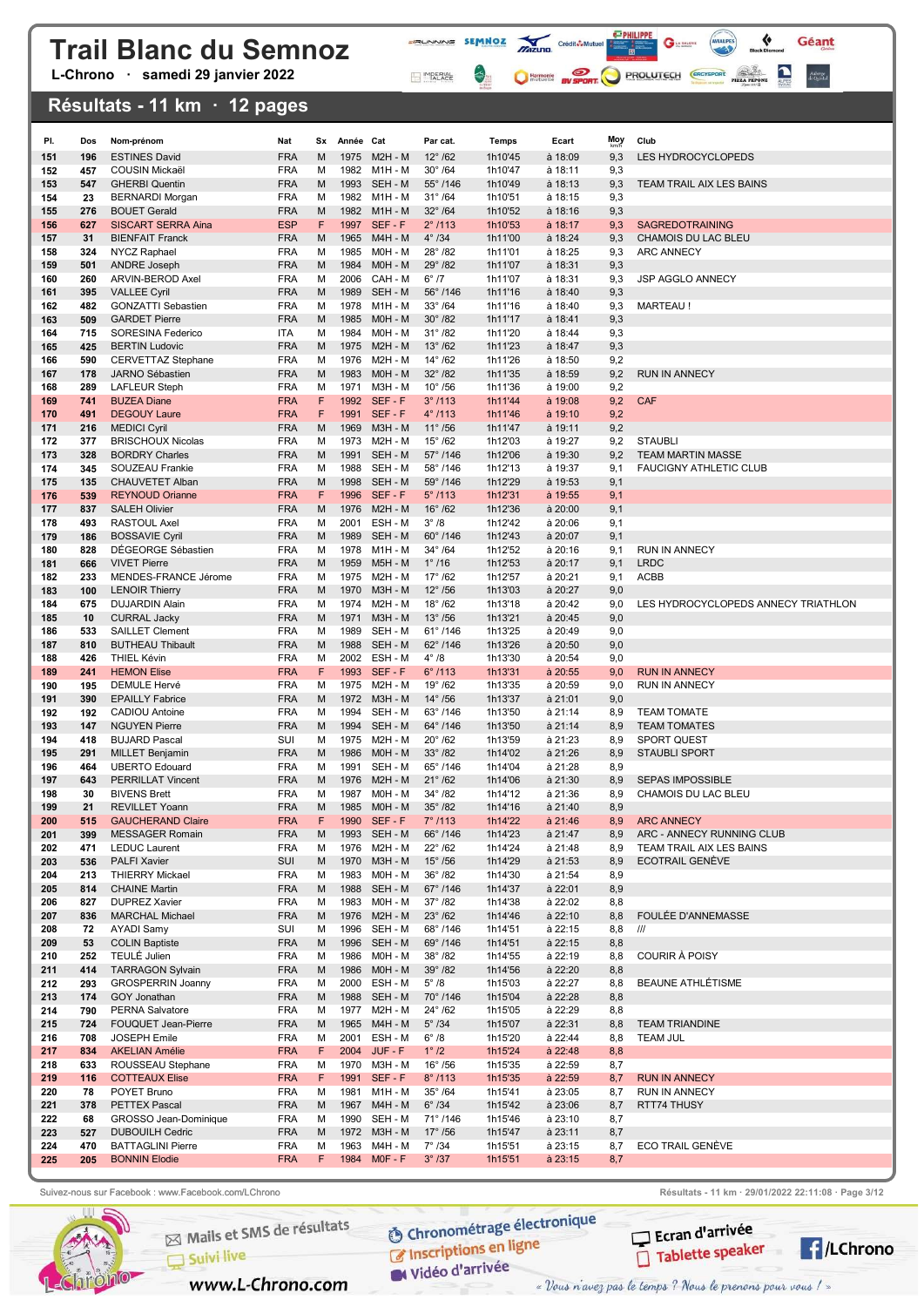# Trail Blanc du Semnoz

L-Chrono · samedi 29 janvier 2022

## Résultats - 11 km · 12 pages

| Pl. | Dos | Nom-prénom | Nat | Sx | Année | Cat | Par cat. | Temps | Ecart | Moy km/h | Club |
|---|---|---|---|---|---|---|---|---|---|---|---|
| 151 | 196 | ESTINES David | FRA | M | 1975 | M2H - M | 12° /62 | 1h10'45 | à 18:09 | 9,3 | LES HYDROCYCLOPEDS |
| 152 | 457 | COUSIN Mickaël | FRA | M | 1982 | M1H - M | 30° /64 | 1h10'47 | à 18:11 | 9,3 | |
| 153 | 547 | GHERBI Quentin | FRA | M | 1993 | SEH - M | 55° /146 | 1h10'49 | à 18:13 | 9,3 | TEAM TRAIL AIX LES BAINS |
| 154 | 23 | BERNARDI Morgan | FRA | M | 1982 | M1H - M | 31° /64 | 1h10'51 | à 18:15 | 9,3 | |
| 155 | 276 | BOUET Gerald | FRA | M | 1982 | M1H - M | 32° /64 | 1h10'52 | à 18:16 | 9,3 | |
| 156 | 627 | SISCART SERRA Aina | ESP | F | 1997 | SEF - F | 2° /113 | 1h10'53 | à 18:17 | 9,3 | SAGREDOTRAINING |
| 157 | 31 | BIENFAIT Franck | FRA | M | 1965 | M4H - M | 4° /34 | 1h11'00 | à 18:24 | 9,3 | CHAMOIS DU LAC BLEU |
| 158 | 324 | NYCZ Raphael | FRA | M | 1985 | M0H - M | 28° /82 | 1h11'01 | à 18:25 | 9,3 | ARC ANNECY |
| 159 | 501 | ANDRE Joseph | FRA | M | 1984 | M0H - M | 29° /82 | 1h11'07 | à 18:31 | 9,3 | |
| 160 | 260 | ARVIN-BEROD Axel | FRA | M | 2006 | CAH - M | 6° /7 | 1h11'07 | à 18:31 | 9,3 | JSP AGGLO ANNECY |
| 161 | 395 | VALLEE Cyril | FRA | M | 1989 | SEH - M | 56° /146 | 1h11'16 | à 18:40 | 9,3 | |
| 162 | 482 | GONZATTI Sebastien | FRA | M | 1978 | M1H - M | 33° /64 | 1h11'16 | à 18:40 | 9,3 | MARTEAU ! |
| 163 | 509 | GARDET Pierre | FRA | M | 1985 | M0H - M | 30° /82 | 1h11'17 | à 18:41 | 9,3 | |
| 164 | 715 | SORESINA Federico | ITA | M | 1984 | M0H - M | 31° /82 | 1h11'20 | à 18:44 | 9,3 | |
| 165 | 425 | BERTIN Ludovic | FRA | M | 1975 | M2H - M | 13° /62 | 1h11'23 | à 18:47 | 9,3 | |
| 166 | 590 | CERVETTAZ Stephane | FRA | M | 1976 | M2H - M | 14° /62 | 1h11'26 | à 18:50 | 9,2 | |
| 167 | 178 | JARNO Sébastien | FRA | M | 1983 | M0H - M | 32° /82 | 1h11'35 | à 18:59 | 9,2 | RUN IN ANNECY |
| 168 | 289 | LAFLEUR Steph | FRA | M | 1971 | M3H - M | 10° /56 | 1h11'36 | à 19:00 | 9,2 | |
| 169 | 741 | BUZEA Diane | FRA | F | 1992 | SEF - F | 3° /113 | 1h11'44 | à 19:08 | 9,2 | CAF |
| 170 | 491 | DEGOUY Laure | FRA | F | 1991 | SEF - F | 4° /113 | 1h11'46 | à 19:10 | 9,2 | |
| 171 | 216 | MEDICI Cyril | FRA | M | 1969 | M3H - M | 11° /56 | 1h11'47 | à 19:11 | 9,2 | |
| 172 | 377 | BRISCHOUX Nicolas | FRA | M | 1973 | M2H - M | 15° /62 | 1h12'03 | à 19:27 | 9,2 | STAUBLI |
| 173 | 328 | BORDRY Charles | FRA | M | 1991 | SEH - M | 57° /146 | 1h12'06 | à 19:30 | 9,2 | TEAM MARTIN MASSE |
| 174 | 345 | SOUZEAU Frankie | FRA | M | 1988 | SEH - M | 58° /146 | 1h12'13 | à 19:37 | 9,1 | FAUCIGNY ATHLETIC CLUB |
| 175 | 135 | CHAUVETET Alban | FRA | M | 1998 | SEH - M | 59° /146 | 1h12'29 | à 19:53 | 9,1 | |
| 176 | 539 | REYNOUD Orianne | FRA | F | 1996 | SEF - F | 5° /113 | 1h12'31 | à 19:55 | 9,1 | |
| 177 | 837 | SALEH Olivier | FRA | M | 1976 | M2H - M | 16° /62 | 1h12'36 | à 20:00 | 9,1 | |
| 178 | 493 | RASTOUL Axel | FRA | M | 2001 | ESH - M | 3° /8 | 1h12'42 | à 20:06 | 9,1 | |
| 179 | 186 | BOSSAVIE Cyril | FRA | M | 1989 | SEH - M | 60° /146 | 1h12'43 | à 20:07 | 9,1 | |
| 180 | 828 | DÉGEORGE Sébastien | FRA | M | 1978 | M1H - M | 34° /64 | 1h12'52 | à 20:16 | 9,1 | RUN IN ANNECY |
| 181 | 666 | VIVET Pierre | FRA | M | 1959 | M5H - M | 1° /16 | 1h12'53 | à 20:17 | 9,1 | LRDC |
| 182 | 233 | MENDES-FRANCE Jérome | FRA | M | 1975 | M2H - M | 17° /62 | 1h12'57 | à 20:21 | 9,1 | ACBB |
| 183 | 100 | LENOIR Thierry | FRA | M | 1970 | M3H - M | 12° /56 | 1h13'03 | à 20:27 | 9,0 | |
| 184 | 675 | DUJARDIN Alain | FRA | M | 1974 | M2H - M | 18° /62 | 1h13'18 | à 20:42 | 9,0 | LES HYDROCYCLOPEDS ANNECY TRIATHLON |
| 185 | 10 | CURRAL Jacky | FRA | M | 1971 | M3H - M | 13° /56 | 1h13'21 | à 20:45 | 9,0 | |
| 186 | 533 | SAILLET Clement | FRA | M | 1989 | SEH - M | 61° /146 | 1h13'25 | à 20:49 | 9,0 | |
| 187 | 810 | BUTHEAU Thibault | FRA | M | 1988 | SEH - M | 62° /146 | 1h13'26 | à 20:50 | 9,0 | |
| 188 | 426 | THIEL Kévin | FRA | M | 2002 | ESH - M | 4° /8 | 1h13'30 | à 20:54 | 9,0 | |
| 189 | 241 | HEMON Elise | FRA | F | 1993 | SEF - F | 6° /113 | 1h13'31 | à 20:55 | 9,0 | RUN IN ANNECY |
| 190 | 195 | DEMULE Hervé | FRA | M | 1975 | M2H - M | 19° /62 | 1h13'35 | à 20:59 | 9,0 | RUN IN ANNECY |
| 191 | 390 | EPAILLY Fabrice | FRA | M | 1972 | M3H - M | 14° /56 | 1h13'37 | à 21:01 | 9,0 | |
| 192 | 192 | CADIOU Antoine | FRA | M | 1994 | SEH - M | 63° /146 | 1h13'50 | à 21:14 | 8,9 | TEAM TOMATE |
| 193 | 147 | NGUYEN Pierre | FRA | M | 1994 | SEH - M | 64° /146 | 1h13'50 | à 21:14 | 8,9 | TEAM TOMATES |
| 194 | 418 | BUJARD Pascal | SUI | M | 1975 | M2H - M | 20° /62 | 1h13'59 | à 21:23 | 8,9 | SPORT QUEST |
| 195 | 291 | MILLET Benjamin | FRA | M | 1986 | M0H - M | 33° /82 | 1h14'02 | à 21:26 | 8,9 | STAUBLI SPORT |
| 196 | 464 | UBERTO Edouard | FRA | M | 1991 | SEH - M | 65° /146 | 1h14'04 | à 21:28 | 8,9 | |
| 197 | 643 | PERRILLAT Vincent | FRA | M | 1976 | M2H - M | 21° /62 | 1h14'06 | à 21:30 | 8,9 | SEPAS IMPOSSIBLE |
| 198 | 30 | BIVENS Brett | FRA | M | 1987 | M0H - M | 34° /82 | 1h14'12 | à 21:36 | 8,9 | CHAMOIS DU LAC BLEU |
| 199 | 21 | REVILLET Yoann | FRA | M | 1985 | M0H - M | 35° /82 | 1h14'16 | à 21:40 | 8,9 | |
| 200 | 515 | GAUCHERAND Claire | FRA | F | 1990 | SEF - F | 7° /113 | 1h14'22 | à 21:46 | 8,9 | ARC ANNECY |
| 201 | 399 | MESSAGER Romain | FRA | M | 1993 | SEH - M | 66° /146 | 1h14'23 | à 21:47 | 8,9 | ARC - ANNECY RUNNING CLUB |
| 202 | 471 | LEDUC Laurent | FRA | M | 1976 | M2H - M | 22° /62 | 1h14'24 | à 21:48 | 8,9 | TEAM TRAIL AIX LES BAINS |
| 203 | 536 | PALFI Xavier | SUI | M | 1970 | M3H - M | 15° /56 | 1h14'29 | à 21:53 | 8,9 | ECOTRAIL GENÈVE |
| 204 | 213 | THIERRY Mickael | FRA | M | 1983 | M0H - M | 36° /82 | 1h14'30 | à 21:54 | 8,9 | |
| 205 | 814 | CHAINE Martin | FRA | M | 1988 | SEH - M | 67° /146 | 1h14'37 | à 22:01 | 8,9 | |
| 206 | 827 | DUPREZ Xavier | FRA | M | 1983 | M0H - M | 37° /82 | 1h14'38 | à 22:02 | 8,8 | |
| 207 | 836 | MARCHAL Michael | FRA | M | 1976 | M2H - M | 23° /62 | 1h14'46 | à 22:10 | 8,8 | FOULÉE D'ANNEMASSE |
| 208 | 72 | AYADI Samy | SUI | M | 1996 | SEH - M | 68° /146 | 1h14'51 | à 22:15 | 8,8 | /// |
| 209 | 53 | COLIN Baptiste | FRA | M | 1996 | SEH - M | 69° /146 | 1h14'51 | à 22:15 | 8,8 | |
| 210 | 252 | TEULÉ Julien | FRA | M | 1986 | M0H - M | 38° /82 | 1h14'55 | à 22:19 | 8,8 | COURIR À POISY |
| 211 | 414 | TARRAGON Sylvain | FRA | M | 1986 | M0H - M | 39° /82 | 1h14'56 | à 22:20 | 8,8 | |
| 212 | 293 | GROSPERRIN Joanny | FRA | M | 2000 | ESH - M | 5° /8 | 1h15'03 | à 22:27 | 8,8 | BEAUNE ATHLÉTISME |
| 213 | 174 | GOY Jonathan | FRA | M | 1988 | SEH - M | 70° /146 | 1h15'04 | à 22:28 | 8,8 | |
| 214 | 790 | PERNA Salvatore | FRA | M | 1977 | M2H - M | 24° /62 | 1h15'05 | à 22:29 | 8,8 | |
| 215 | 724 | FOUQUET Jean-Pierre | FRA | M | 1965 | M4H - M | 5° /34 | 1h15'07 | à 22:31 | 8,8 | TEAM TRIANDINE |
| 216 | 708 | JOSEPH Emile | FRA | M | 2001 | ESH - M | 6° /8 | 1h15'20 | à 22:44 | 8,8 | TEAM JUL |
| 217 | 834 | AKELIAN Amélie | FRA | F | 2004 | JUF - F | 1° /2 | 1h15'24 | à 22:48 | 8,8 | |
| 218 | 633 | ROUSSEAU Stephane | FRA | M | 1970 | M3H - M | 16° /56 | 1h15'35 | à 22:59 | 8,7 | |
| 219 | 116 | COTTEAUX Elise | FRA | F | 1991 | SEF - F | 8° /113 | 1h15'35 | à 22:59 | 8,7 | RUN IN ANNECY |
| 220 | 78 | POYET Bruno | FRA | M | 1981 | M1H - M | 35° /64 | 1h15'41 | à 23:05 | 8,7 | RUN IN ANNECY |
| 221 | 378 | PETTEX Pascal | FRA | M | 1967 | M4H - M | 6° /34 | 1h15'42 | à 23:06 | 8,7 | RTT74 THUSY |
| 222 | 68 | GROSSO Jean-Dominique | FRA | M | 1990 | SEH - M | 71° /146 | 1h15'46 | à 23:10 | 8,7 | |
| 223 | 527 | DUBOUILH Cedric | FRA | M | 1972 | M3H - M | 17° /56 | 1h15'47 | à 23:11 | 8,7 | |
| 224 | 470 | BATTAGLINI Pierre | FRA | M | 1963 | M4H - M | 7° /34 | 1h15'51 | à 23:15 | 8,7 | ECO TRAIL GENÈVE |
| 225 | 205 | BONNIN Elodie | FRA | F | 1984 | M0F - F | 3° /37 | 1h15'51 | à 23:15 | 8,7 | |

Suivez-nous sur Facebook : www.Facebook.com/LChrono

Résultats - 11 km · 29/01/2022 22:11:08

Mails et SMS de résultats · Suivi live · www.L-Chrono.com · Chronométrage électronique · Inscriptions en ligne · Vidéo d'arrivée · Ecran d'arrivée · Tablette speaker · /LChrono

« Vous n'avez pas le temps ? Nous le prenons pour vous ! »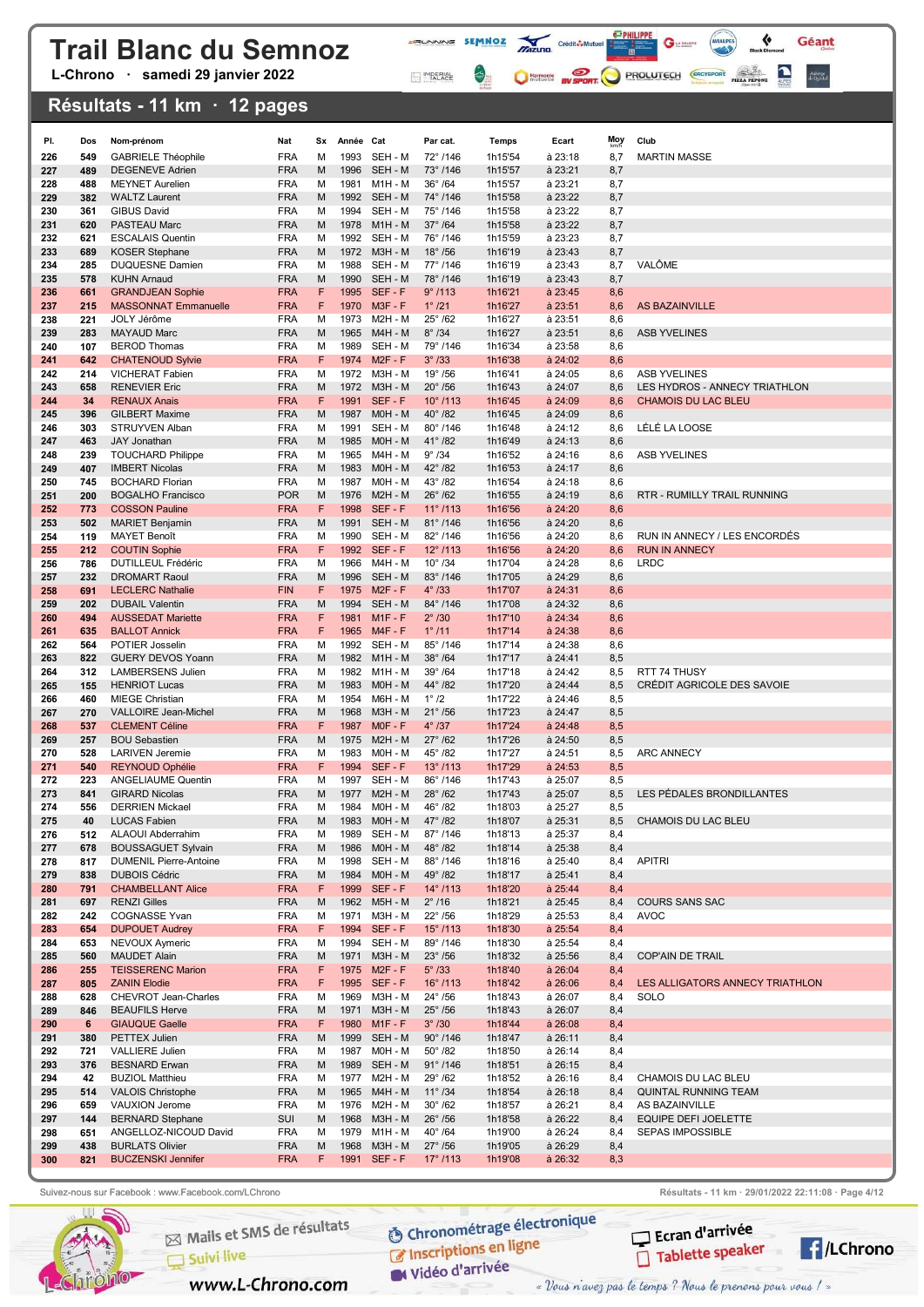# Trail Blanc du Semnoz

L-Chrono · samedi 29 janvier 2022

## Résultats - 11 km · 12 pages

| Pl. | Dos | Nom-prénom | Nat | Sx | Année | Cat | Par cat. | Temps | Ecart | Moy km/h | Club |
|---|---|---|---|---|---|---|---|---|---|---|---|
| 226 | 549 | GABRIELE Théophile | FRA | M | 1993 | SEH - M | 72° /146 | 1h15'54 | à 23:18 | 8,7 | MARTIN MASSE |
| 227 | 489 | DEGENEVE Adrien | FRA | M | 1996 | SEH - M | 73° /146 | 1h15'57 | à 23:21 | 8,7 | |
| 228 | 488 | MEYNET Aurelien | FRA | M | 1981 | M1H - M | 36° /64 | 1h15'57 | à 23:21 | 8,7 | |
| 229 | 382 | WALTZ Laurent | FRA | M | 1992 | SEH - M | 74° /146 | 1h15'58 | à 23:22 | 8,7 | |
| 230 | 361 | GIBUS David | FRA | M | 1994 | SEH - M | 75° /146 | 1h15'58 | à 23:22 | 8,7 | |
| 231 | 620 | PASTEAU Marc | FRA | M | 1978 | M1H - M | 37° /64 | 1h15'58 | à 23:22 | 8,7 | |
| 232 | 621 | ESCALAIS Quentin | FRA | M | 1992 | SEH - M | 76° /146 | 1h15'59 | à 23:23 | 8,7 | |
| 233 | 689 | KOSER Stephane | FRA | M | 1972 | M3H - M | 18° /56 | 1h16'19 | à 23:43 | 8,7 | |
| 234 | 285 | DUQUESNE Damien | FRA | M | 1988 | SEH - M | 77° /146 | 1h16'19 | à 23:43 | 8,7 | VALÔME |
| 235 | 578 | KUHN Arnaud | FRA | M | 1990 | SEH - M | 78° /146 | 1h16'19 | à 23:43 | 8,7 | |
| 236 | 661 | GRANDJEAN Sophie | FRA | F | 1995 | SEF - F | 9° /113 | 1h16'21 | à 23:45 | 8,6 | |
| 237 | 215 | MASSONNAT Emmanuelle | FRA | F | 1970 | M3F - F | 1° /21 | 1h16'27 | à 23:51 | 8,6 | AS BAZAINVILLE |
| 238 | 221 | JOLY Jérôme | FRA | M | 1973 | M2H - M | 25° /62 | 1h16'27 | à 23:51 | 8,6 | |
| 239 | 283 | MAYAUD Marc | FRA | M | 1965 | M4H - M | 8° /34 | 1h16'27 | à 23:51 | 8,6 | ASB YVELINES |
| 240 | 107 | BEROD Thomas | FRA | M | 1989 | SEH - M | 79° /146 | 1h16'34 | à 23:58 | 8,6 | |
| 241 | 642 | CHATENOUD Sylvie | FRA | F | 1974 | M2F - F | 3° /33 | 1h16'38 | à 24:02 | 8,6 | |
| 242 | 214 | VICHERAT Fabien | FRA | M | 1972 | M3H - M | 19° /56 | 1h16'41 | à 24:05 | 8,6 | ASB YVELINES |
| 243 | 658 | RENEVIER Eric | FRA | M | 1972 | M3H - M | 20° /56 | 1h16'43 | à 24:07 | 8,6 | LES HYDROS - ANNECY TRIATHLON |
| 244 | 34 | RENAUX Anais | FRA | F | 1991 | SEF - F | 10° /113 | 1h16'45 | à 24:09 | 8,6 | CHAMOIS DU LAC BLEU |
| 245 | 396 | GILBERT Maxime | FRA | M | 1987 | M0H - M | 40° /82 | 1h16'45 | à 24:09 | 8,6 | |
| 246 | 303 | STRUYVEN Alban | FRA | M | 1991 | SEH - M | 80° /146 | 1h16'48 | à 24:12 | 8,6 | LÉLÉ LA LOOSE |
| 247 | 463 | JAY Jonathan | FRA | M | 1985 | M0H - M | 41° /82 | 1h16'49 | à 24:13 | 8,6 | |
| 248 | 239 | TOUCHARD Philippe | FRA | M | 1965 | M4H - M | 9° /34 | 1h16'52 | à 24:16 | 8,6 | ASB YVELINES |
| 249 | 407 | IMBERT Nicolas | FRA | M | 1983 | M0H - M | 42° /82 | 1h16'53 | à 24:17 | 8,6 | |
| 250 | 745 | BOCHARD Florian | FRA | M | 1987 | M0H - M | 43° /82 | 1h16'54 | à 24:18 | 8,6 | |
| 251 | 200 | BOGALHO Francisco | POR | M | 1976 | M2H - M | 26° /62 | 1h16'55 | à 24:19 | 8,6 | RTR - RUMILLY TRAIL RUNNING |
| 252 | 773 | COSSON Pauline | FRA | F | 1998 | SEF - F | 11° /113 | 1h16'56 | à 24:20 | 8,6 | |
| 253 | 502 | MARIET Benjamin | FRA | M | 1991 | SEH - M | 81° /146 | 1h16'56 | à 24:20 | 8,6 | |
| 254 | 119 | MAYET Benoît | FRA | M | 1990 | SEH - M | 82° /146 | 1h16'56 | à 24:20 | 8,6 | RUN IN ANNECY / LES ENCORDÉS |
| 255 | 212 | COUTIN Sophie | FRA | F | 1992 | SEF - F | 12° /113 | 1h16'56 | à 24:20 | 8,6 | RUN IN ANNECY |
| 256 | 786 | DUTILLEUL Frédéric | FRA | M | 1966 | M4H - M | 10° /34 | 1h17'04 | à 24:28 | 8,6 | LRDC |
| 257 | 232 | DROMART Raoul | FRA | M | 1996 | SEH - M | 83° /146 | 1h17'05 | à 24:29 | 8,6 | |
| 258 | 691 | LECLERC Nathalie | FIN | F | 1975 | M2F - F | 4° /33 | 1h17'07 | à 24:31 | 8,6 | |
| 259 | 202 | DUBAIL Valentin | FRA | M | 1994 | SEH - M | 84° /146 | 1h17'08 | à 24:32 | 8,6 | |
| 260 | 494 | AUSSEDAT Mariette | FRA | F | 1981 | M1F - F | 2° /30 | 1h17'10 | à 24:34 | 8,6 | |
| 261 | 635 | BALLOT Annick | FRA | F | 1965 | M4F - F | 1° /11 | 1h17'14 | à 24:38 | 8,6 | |
| 262 | 564 | POTIER Josselin | FRA | M | 1992 | SEH - M | 85° /146 | 1h17'14 | à 24:38 | 8,6 | |
| 263 | 822 | GUERY DEVOS Yoann | FRA | M | 1982 | M1H - M | 38° /64 | 1h17'17 | à 24:41 | 8,5 | |
| 264 | 312 | LAMBERSENS Julien | FRA | M | 1982 | M1H - M | 39° /64 | 1h17'18 | à 24:42 | 8,5 | RTT 74 THUSY |
| 265 | 155 | HENRIOT Lucas | FRA | M | 1983 | M0H - M | 44° /82 | 1h17'20 | à 24:44 | 8,5 | CRÉDIT AGRICOLE DES SAVOIE |
| 266 | 460 | MIEGE Christian | FRA | M | 1954 | M6H - M | 1° /2 | 1h17'22 | à 24:46 | 8,5 | |
| 267 | 270 | VALLOIRE Jean-Michel | FRA | M | 1968 | M3H - M | 21° /56 | 1h17'23 | à 24:47 | 8,5 | |
| 268 | 537 | CLEMENT Céline | FRA | F | 1987 | M0F - F | 4° /37 | 1h17'24 | à 24:48 | 8,5 | |
| 269 | 257 | BOU Sebastien | FRA | M | 1975 | M2H - M | 27° /62 | 1h17'26 | à 24:50 | 8,5 | |
| 270 | 528 | LARIVEN Jeremie | FRA | M | 1983 | M0H - M | 45° /82 | 1h17'27 | à 24:51 | 8,5 | ARC ANNECY |
| 271 | 540 | REYNOUD Ophélie | FRA | F | 1994 | SEF - F | 13° /113 | 1h17'29 | à 24:53 | 8,5 | |
| 272 | 223 | ANGELIAUME Quentin | FRA | M | 1997 | SEH - M | 86° /146 | 1h17'43 | à 25:07 | 8,5 | |
| 273 | 841 | GIRARD Nicolas | FRA | M | 1977 | M2H - M | 28° /62 | 1h17'43 | à 25:07 | 8,5 | LES PÉDALES BRONDILLANTES |
| 274 | 556 | DERRIEN Mickael | FRA | M | 1984 | M0H - M | 46° /82 | 1h18'03 | à 25:27 | 8,5 | |
| 275 | 40 | LUCAS Fabien | FRA | M | 1983 | M0H - M | 47° /82 | 1h18'07 | à 25:31 | 8,5 | CHAMOIS DU LAC BLEU |
| 276 | 512 | ALAOUI Abderrahim | FRA | M | 1989 | SEH - M | 87° /146 | 1h18'13 | à 25:37 | 8,4 | |
| 277 | 678 | BOUSSAGUET Sylvain | FRA | M | 1986 | M0H - M | 48° /82 | 1h18'14 | à 25:38 | 8,4 | |
| 278 | 817 | DUMENIL Pierre-Antoine | FRA | M | 1998 | SEH - M | 88° /146 | 1h18'16 | à 25:40 | 8,4 | APITRI |
| 279 | 838 | DUBOIS Cédric | FRA | M | 1984 | M0H - M | 49° /82 | 1h18'17 | à 25:41 | 8,4 | |
| 280 | 791 | CHAMBELLANT Alice | FRA | F | 1999 | SEF - F | 14° /113 | 1h18'20 | à 25:44 | 8,4 | |
| 281 | 697 | RENZI Gilles | FRA | M | 1962 | M5H - M | 2° /16 | 1h18'21 | à 25:45 | 8,4 | COURS SANS SAC |
| 282 | 242 | COGNASSE Yvan | FRA | M | 1971 | M3H - M | 22° /56 | 1h18'29 | à 25:53 | 8,4 | AVOC |
| 283 | 654 | DUPOUET Audrey | FRA | F | 1994 | SEF - F | 15° /113 | 1h18'30 | à 25:54 | 8,4 | |
| 284 | 653 | NEVOUX Aymeric | FRA | M | 1994 | SEH - M | 89° /146 | 1h18'30 | à 25:54 | 8,4 | |
| 285 | 560 | MAUDET Alain | FRA | M | 1971 | M3H - M | 23° /56 | 1h18'32 | à 25:56 | 8,4 | COP'AIN DE TRAIL |
| 286 | 255 | TEISSERENC Marion | FRA | F | 1975 | M2F - F | 5° /33 | 1h18'40 | à 26:04 | 8,4 | |
| 287 | 805 | ZANIN Elodie | FRA | F | 1995 | SEF - F | 16° /113 | 1h18'42 | à 26:06 | 8,4 | LES ALLIGATORS ANNECY TRIATHLON |
| 288 | 628 | CHEVROT Jean-Charles | FRA | M | 1969 | M3H - M | 24° /56 | 1h18'43 | à 26:07 | 8,4 | SOLO |
| 289 | 846 | BEAUFILS Herve | FRA | M | 1971 | M3H - M | 25° /56 | 1h18'43 | à 26:07 | 8,4 | |
| 290 | 6 | GIAUQUE Gaelle | FRA | F | 1980 | M1F - F | 3° /30 | 1h18'44 | à 26:08 | 8,4 | |
| 291 | 380 | PETTEX Julien | FRA | M | 1999 | SEH - M | 90° /146 | 1h18'47 | à 26:11 | 8,4 | |
| 292 | 721 | VALLIERE Julien | FRA | M | 1987 | M0H - M | 50° /82 | 1h18'50 | à 26:14 | 8,4 | |
| 293 | 376 | BESNARD Erwan | FRA | M | 1989 | SEH - M | 91° /146 | 1h18'51 | à 26:15 | 8,4 | |
| 294 | 42 | BUZIOL Matthieu | FRA | M | 1977 | M2H - M | 29° /62 | 1h18'52 | à 26:16 | 8,4 | CHAMOIS DU LAC BLEU |
| 295 | 514 | VALOIS Christophe | FRA | M | 1965 | M4H - M | 11° /34 | 1h18'54 | à 26:18 | 8,4 | QUINTAL RUNNING TEAM |
| 296 | 659 | VAUXION Jerome | FRA | M | 1976 | M2H - M | 30° /62 | 1h18'57 | à 26:21 | 8,4 | AS BAZAINVILLE |
| 297 | 144 | BERNARD Stephane | SUI | M | 1968 | M3H - M | 26° /56 | 1h18'58 | à 26:22 | 8,4 | EQUIPE DEFI JOELETTE |
| 298 | 651 | ANGELLOZ-NICOUD David | FRA | M | 1979 | M1H - M | 40° /64 | 1h19'00 | à 26:24 | 8,4 | SEPAS IMPOSSIBLE |
| 299 | 438 | BURLATS Olivier | FRA | M | 1968 | M3H - M | 27° /56 | 1h19'05 | à 26:29 | 8,4 | |
| 300 | 821 | BUCZENSKI Jennifer | FRA | F | 1991 | SEF - F | 17° /113 | 1h19'08 | à 26:32 | 8,3 | |

Suivez-nous sur Facebook : www.Facebook.com/LChrono

Résultats - 11 km · 29/01/2022 22:11:08

Mails et SMS de résultats · Suivi live · www.L-Chrono.com · Chronométrage électronique · Inscriptions en ligne · Vidéo d'arrivée · Ecran d'arrivée · Tablette speaker · /LChrono

« Vous n'avez pas le temps ? Nous le prenons pour vous ! »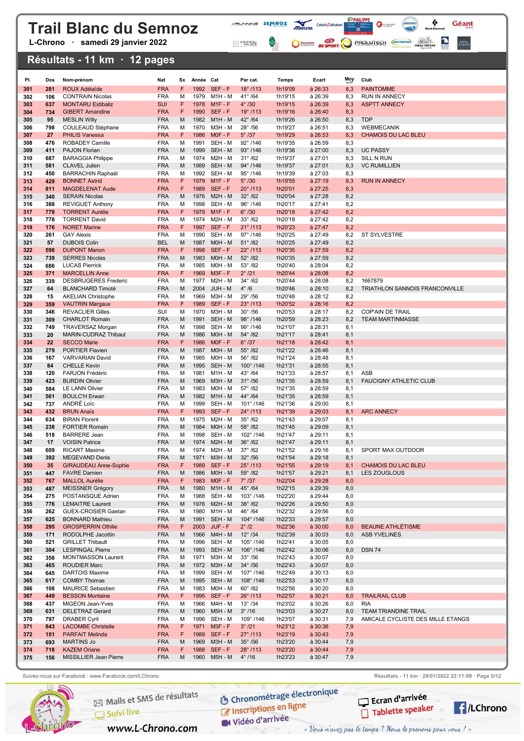# Trail Blanc du Semnoz

L-Chrono · samedi 29 janvier 2022

## Résultats - 11 km · 12 pages

| Pl. | Dos | Nom-prénom | Nat | Sx | Année | Cat | Par cat. | Temps | Ecart | Moy km/h | Club |
|---|---|---|---|---|---|---|---|---|---|---|---|
| 301 | 281 | ROUX Adélaïde | FRA | F | 1992 | SEF - F | 18° /113 | 1h19'09 | à 26:33 | 8,3 | PAINTOMME |
| 302 | 106 | CONTRAIN Nicolas | FRA | M | 1979 | M1H - M | 41° /64 | 1h19'15 | à 26:39 | 8,3 | RUN IN ANNECY |
| 303 | 637 | MONTARU Estibaliz | SUI | F | 1978 | M1F - F | 4° /30 | 1h19'15 | à 26:39 | 8,3 | ASPTT ANNECY |
| 304 | 734 | GIBERT Amandine | FRA | F | 1990 | SEF - F | 19° /113 | 1h19'16 | à 26:40 | 8,3 | |
| 305 | 95 | MESLIN Willy | FRA | M | 1982 | M1H - M | 42° /64 | 1h19'26 | à 26:50 | 8,3 | TDP |
| 306 | 798 | COULEAUD Stéphane | FRA | M | 1970 | M3H - M | 28° /56 | 1h19'27 | à 26:51 | 8,3 | WEBMECANIK |
| 307 | 27 | PHILIS Vanessa | FRA | F | 1986 | M0F - F | 5° /37 | 1h19'29 | à 26:53 | 8,3 | CHAMOIS DU LAC BLEU |
| 308 | 476 | ROBADEY Camille | FRA | M | 1991 | SEH - M | 92° /146 | 1h19'35 | à 26:59 | 8,3 | |
| 309 | 411 | PAJON Florian | FRA | M | 1999 | SEH - M | 93° /146 | 1h19'36 | à 27:00 | 8,3 | UC PASSY |
| 310 | 687 | BARAGGIA Philippe | FRA | M | 1974 | M2H - M | 31° /62 | 1h19'37 | à 27:01 | 8,3 | SILL N RUN |
| 311 | 581 | CLAVEL Julien | FRA | M | 1989 | SEH - M | 94° /146 | 1h19'37 | à 27:01 | 8,3 | VC RUMILLIEN |
| 312 | 450 | BARRACHIN Raphaël | FRA | M | 1992 | SEH - M | 95° /146 | 1h19'39 | à 27:03 | 8,3 | |
| 313 | 429 | BONNET Astrid | FRA | F | 1979 | M1F - F | 5° /30 | 1h19'55 | à 27:19 | 8,3 | RUN IN ANNECY |
| 314 | 811 | MAGDELENAT Aude | FRA | F | 1989 | SEF - F | 20° /113 | 1h20'01 | à 27:25 | 8,3 | |
| 315 | 340 | SERAIN Nicolas | FRA | M | 1976 | M2H - M | 32° /62 | 1h20'04 | à 27:28 | 8,2 | |
| 316 | 388 | REVIGUET Anthony | FRA | M | 1998 | SEH - M | 96° /146 | 1h20'17 | à 27:41 | 8,2 | |
| 317 | 779 | TORRENT Aurélie | FRA | F | 1979 | M1F - F | 6° /30 | 1h20'18 | à 27:42 | 8,2 | |
| 318 | 778 | TORRENT David | FRA | M | 1974 | M2H - M | 33° /62 | 1h20'18 | à 27:42 | 8,2 | |
| 319 | 176 | NORET Marine | FRA | F | 1997 | SEF - F | 21° /113 | 1h20'23 | à 27:47 | 8,2 | |
| 320 | 261 | GAY Alexis | FRA | M | 1990 | SEH - M | 97° /146 | 1h20'25 | à 27:49 | 8,2 | ST SYLVESTRE |
| 321 | 57 | DUBOIS Colin | BEL | M | 1987 | M0H - M | 51° /82 | 1h20'25 | à 27:49 | 8,2 | |
| 322 | 598 | DUPONT Manon | FRA | F | 1998 | SEF - F | 22° /113 | 1h20'35 | à 27:59 | 8,2 | |
| 323 | 739 | SERRES Nicolas | FRA | M | 1983 | M0H - M | 52° /82 | 1h20'35 | à 27:59 | 8,2 | |
| 324 | 686 | LUCAS Pierrick | FRA | M | 1985 | M0H - M | 53° /82 | 1h20'40 | à 28:04 | 8,2 | |
| 325 | 371 | MARCELLIN Anne | FRA | F | 1969 | M3F - F | 2° /21 | 1h20'44 | à 28:08 | 8,2 | |
| 326 | 339 | DESBRUGERES Frederic | FRA | M | 1977 | M2H - M | 34° /62 | 1h20'44 | à 28:08 | 8,2 | 1667879 |
| 327 | 64 | BLANCHARD Timoté | FRA | M | 2004 | JUH - M | 4° /6 | 1h20'46 | à 28:10 | 8,2 | TRIATHLON SANNOIS FRANCONVILLE |
| 328 | 15 | AKELIAN Christophe | FRA | M | 1969 | M3H - M | 29° /56 | 1h20'48 | à 28:12 | 8,2 | |
| 329 | 359 | VAUTRIN Margaux | FRA | F | 1989 | SEF - F | 23° /113 | 1h20'52 | à 28:16 | 8,2 | |
| 330 | 346 | REVACLIER Gilles | SUI | M | 1970 | M3H - M | 30° /56 | 1h20'53 | à 28:17 | 8,2 | COP'AIN DE TRAIL |
| 331 | 309 | CHARLOT Romain | FRA | M | 1991 | SEH - M | 98° /146 | 1h20'59 | à 28:23 | 8,2 | TEAM MARTINMASSE |
| 332 | 749 | TRAVERSAZ Morgan | FRA | M | 1998 | SEH - M | 99° /146 | 1h21'07 | à 28:31 | 8,1 | |
| 333 | 20 | MARIN-CUDRAZ Thibaut | FRA | M | 1986 | M0H - M | 54° /82 | 1h21'17 | à 28:41 | 8,1 | |
| 334 | 22 | SECCO Marie | FRA | F | 1986 | M0F - F | 6° /37 | 1h21'18 | à 28:42 | 8,1 | |
| 335 | 279 | PORTIER Flavien | FRA | M | 1987 | M0H - M | 55° /82 | 1h21'22 | à 28:46 | 8,1 | |
| 336 | 167 | VARVARIAN David | FRA | M | 1985 | M0H - M | 56° /82 | 1h21'24 | à 28:48 | 8,1 | |
| 337 | 84 | CHELLE Kevin | FRA | M | 1995 | SEH - M | 100° /146 | 1h21'31 | à 28:55 | 8,1 | |
| 338 | 120 | FARJON Frédéric | FRA | M | 1981 | M1H - M | 43° /64 | 1h21'33 | à 28:57 | 8,1 | ASB |
| 339 | 423 | BURDIN Olivier | FRA | M | 1969 | M3H - M | 31° /56 | 1h21'35 | à 28:59 | 8,1 | FAUCIGNY ATHLETIC CLUB |
| 340 | 584 | LE LANN Olivier | FRA | M | 1983 | M0H - M | 57° /82 | 1h21'35 | à 28:59 | 8,1 | |
| 341 | 561 | BOULC'H Erwan | FRA | M | 1982 | M1H - M | 44° /64 | 1h21'35 | à 28:59 | 8,1 | |
| 342 | 737 | ANDRÉ Loïc | FRA | M | 1999 | SEH - M | 101° /146 | 1h21'36 | à 29:00 | 8,1 | |
| 343 | 432 | BRUN Anaïs | FRA | F | 1993 | SEF - F | 24° /113 | 1h21'39 | à 29:03 | 8,1 | ARC ANNECY |
| 344 | 634 | BIRAN Florent | FRA | M | 1975 | M2H - M | 35° /62 | 1h21'43 | à 29:07 | 8,1 | |
| 345 | 238 | FORTIER Romain | FRA | M | 1984 | M0H - M | 58° /82 | 1h21'45 | à 29:09 | 8,1 | |
| 346 | 518 | BARRERE Jean | FRA | M | 1998 | SEH - M | 102° /146 | 1h21'47 | à 29:11 | 8,1 | |
| 347 | 17 | VOISIN Patrice | FRA | M | 1974 | M2H - M | 36° /62 | 1h21'47 | à 29:11 | 8,1 | |
| 348 | 609 | RICART Maxime | FRA | M | 1974 | M2H - M | 37° /62 | 1h21'52 | à 29:16 | 8,1 | SPORT MAX OUTDOOR |
| 349 | 392 | MEGEVAND Denis | FRA | M | 1971 | M3H - M | 32° /56 | 1h21'54 | à 29:18 | 8,1 | |
| 350 | 35 | GIRAUDEAU Anne-Sophie | FRA | F | 1989 | SEF - F | 25° /113 | 1h21'55 | à 29:19 | 8,1 | CHAMOIS DU LAC BLEU |
| 351 | 447 | FAVRE Damien | FRA | M | 1986 | M0H - M | 59° /82 | 1h21'57 | à 29:21 | 8,1 | LES ZOUGLOUS |
| 352 | 767 | MALLOL Aurélie | FRA | F | 1983 | M0F - F | 7° /37 | 1h22'04 | à 29:28 | 8,0 | |
| 353 | 487 | MEISSNER Grégory | FRA | M | 1980 | M1H - M | 45° /64 | 1h22'15 | à 29:39 | 8,0 | |
| 354 | 275 | POSTANSQUE Adrien | FRA | M | 1988 | SEH - M | 103° /146 | 1h22'20 | à 29:44 | 8,0 | |
| 355 | 776 | LEMAITRE Laurent | FRA | M | 1976 | M2H - M | 38° /62 | 1h22'26 | à 29:50 | 8,0 | |
| 356 | 262 | GUEX-CROSIER Gaetan | FRA | M | 1980 | M1H - M | 46° /64 | 1h22'32 | à 29:56 | 8,0 | |
| 357 | 625 | BONNARD Mathieu | FRA | M | 1991 | SEH - M | 104° /146 | 1h22'33 | à 29:57 | 8,0 | |
| 358 | 295 | GROSPERRIN Othilie | FRA | F | 2003 | JUF - F | 2° /2 | 1h22'36 | à 30:00 | 8,0 | BEAUNE ATHLÉTISME |
| 359 | 171 | RODOLPHE Jacottin | FRA | M | 1966 | M4H - M | 12° /34 | 1h22'39 | à 30:03 | 8,0 | ASB YVELINES |
| 360 | 521 | GRILLET Thibault | FRA | M | 1996 | SEH - M | 105° /146 | 1h22'41 | à 30:05 | 8,0 | |
| 361 | 304 | LESPINGAL Pierre | FRA | M | 1993 | SEH - M | 106° /146 | 1h22'42 | à 30:06 | 8,0 | DSN 74 |
| 362 | 358 | MONTMASSON Laurent | FRA | M | 1971 | M3H - M | 33° /56 | 1h22'43 | à 30:07 | 8,0 | |
| 363 | 465 | ROUDIER Marc | FRA | M | 1972 | M3H - M | 34° /56 | 1h22'43 | à 30:07 | 8,0 | |
| 364 | 645 | DARTOIS Maxime | FRA | M | 1999 | SEH - M | 107° /146 | 1h22'49 | à 30:13 | 8,0 | |
| 365 | 617 | COMBY Thomas | FRA | M | 1995 | SEH - M | 108° /146 | 1h22'53 | à 30:17 | 8,0 | |
| 366 | 108 | MAURICE Sebastien | FRA | M | 1983 | M0H - M | 60° /82 | 1h22'56 | à 30:20 | 8,0 | |
| 367 | 449 | BESSON Montaine | FRA | F | 1995 | SEF - F | 26° /113 | 1h22'57 | à 30:21 | 8,0 | TRAILRAIL CLUB |
| 368 | 437 | MIGEON Jean-Yves | FRA | M | 1966 | M4H - M | 13° /34 | 1h23'02 | à 30:26 | 8,0 | RIA |
| 369 | 631 | DELETRAZ Gerard | FRA | M | 1960 | M5H - M | 3° /16 | 1h23'03 | à 30:27 | 8,0 | TEAM TRIANDINE TRAIL |
| 370 | 797 | DRABER Cyril | FRA | M | 1996 | SEH - M | 109° /146 | 1h23'07 | à 30:31 | 7,9 | AMICALE CYCLISTE DES MILLE ETANGS |
| 371 | 843 | LACOMBE Christelle | FRA | F | 1971 | M3F - F | 3° /21 | 1h23'12 | à 30:36 | 7,9 | |
| 372 | 151 | PARFAIT Melinda | FRA | F | 1989 | SEF - F | 27° /113 | 1h23'19 | à 30:43 | 7,9 | |
| 373 | 693 | MARTINS Jo | FRA | M | 1969 | M3H - M | 35° /56 | 1h23'20 | à 30:44 | 7,9 | |
| 374 | 718 | KAZEM Oriane | FRA | F | 1988 | SEF - F | 28° /113 | 1h23'20 | à 30:44 | 7,9 | |
| 375 | 156 | MISSILLIER Jean Pierre | FRA | M | 1960 | M5H - M | 4° /16 | 1h23'23 | à 30:47 | 7,9 | |

Suivez-nous sur Facebook : www.Facebook.com/LChrono

Résultats - 11 km · 29/01/2022 22:11:09

Mails et SMS de résultats · Suivi live · www.L-Chrono.com · Chronométrage électronique · Inscriptions en ligne · Vidéo d'arrivée · Ecran d'arrivée · Tablette speaker · /LChrono

« Vous n'avez pas le temps ? Nous le prenons pour vous ! »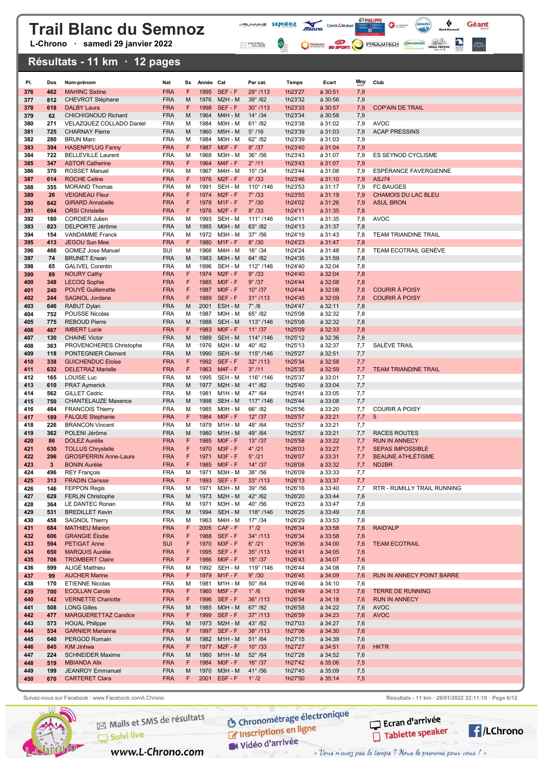# Trail Blanc du Semnoz

L-Chrono · samedi 29 janvier 2022

## Résultats - 11 km · 12 pages

| Pl. | Dos | Nom-prénom | Nat | Sx | Année | Cat | Par cat. | Temps | Ecart | Moy km/h | Club |
|---|---|---|---|---|---|---|---|---|---|---|---|
| 376 | 462 | MAHINC Sixtine | FRA | F | 1995 | SEF - F | 29° /113 | 1h23'27 | à 30:51 | 7,9 | |
| 377 | 812 | CHEVROT Stéphane | FRA | M | 1976 | M2H - M | 39° /62 | 1h23'32 | à 30:56 | 7,9 | |
| 378 | 618 | DALBY Laura | FRA | F | 1998 | SEF - F | 30° /113 | 1h23'33 | à 30:57 | 7,9 | COP'AIN DE TRAIL |
| 379 | 62 | CHICHIGNOUD Richard | FRA | M | 1964 | M4H - M | 14° /34 | 1h23'34 | à 30:58 | 7,9 | |
| 380 | 271 | VELAZQUEZ COLLADO Daniel | FRA | M | 1984 | M0H - M | 61° /82 | 1h23'38 | à 31:02 | 7,9 | AVOC |
| 381 | 725 | CHARNAY Pierre | FRA | M | 1960 | M5H - M | 5° /16 | 1h23'39 | à 31:03 | 7,9 | ACAP PRESSINS |
| 382 | 280 | BRUN Marc | FRA | M | 1984 | M0H - M | 62° /82 | 1h23'39 | à 31:03 | 7,9 | |
| 383 | 394 | HASENPFLUG Fanny | FRA | F | 1987 | M0F - F | 8° /37 | 1h23'40 | à 31:04 | 7,9 | |
| 384 | 722 | BELLEVILLE Laurent | FRA | M | 1968 | M3H - M | 36° /56 | 1h23'43 | à 31:07 | 7,9 | ES SEYNOD CYCLISME |
| 385 | 347 | ASTOR Catherine | FRA | F | 1964 | M4F - F | 2° /11 | 1h23'43 | à 31:07 | 7,9 | |
| 386 | 370 | ROSSET Manuel | FRA | M | 1967 | M4H - M | 15° /34 | 1h23'44 | à 31:08 | 7,9 | ESPÉRANCE FAVERGIENNE |
| 387 | 614 | ROCHE Celine | FRA | F | 1976 | M2F - F | 6° /33 | 1h23'46 | à 31:10 | 7,9 | ASJ74 |
| 388 | 355 | MORAND Thomas | FRA | M | 1991 | SEH - M | 110° /146 | 1h23'53 | à 31:17 | 7,9 | FC BAUGES |
| 389 | 26 | VEIGNEAU Fleur | FRA | F | 1974 | M2F - F | 7° /33 | 1h23'55 | à 31:19 | 7,9 | CHAMOIS DU LAC BLEU |
| 390 | 842 | GIRARD Annabelle | FRA | F | 1978 | M1F - F | 7° /30 | 1h24'02 | à 31:26 | 7,9 | ASUL BRON |
| 391 | 694 | ORSI Christelle | FRA | F | 1976 | M2F - F | 8° /33 | 1h24'11 | à 31:35 | 7,8 | |
| 392 | 180 | CORDIER Julien | FRA | M | 1993 | SEH - M | 111° /146 | 1h24'11 | à 31:35 | 7,8 | AVOC |
| 393 | 823 | DELPORTE Jérôme | FRA | M | 1985 | M0H - M | 63° /82 | 1h24'13 | à 31:37 | 7,8 | |
| 394 | 154 | VANDAMME Franck | FRA | M | 1972 | M3H - M | 37° /56 | 1h24'19 | à 31:43 | 7,8 | TEAM TRIANDINE TRAIL |
| 395 | 413 | JEGOU Sun Mee | FRA | F | 1980 | M1F - F | 8° /30 | 1h24'23 | à 31:47 | 7,8 | |
| 396 | 466 | GOMEZ Jose Manuel | SUI | M | 1966 | M4H - M | 16° /34 | 1h24'24 | à 31:48 | 7,8 | TEAM ECOTRAIL GENÈVE |
| 397 | 74 | BRUNET Erwan | FRA | M | 1983 | M0H - M | 64° /82 | 1h24'35 | à 31:59 | 7,8 | |
| 398 | 65 | GALIVEL Corentin | FRA | M | 1996 | SEH - M | 112° /146 | 1h24'40 | à 32:04 | 7,8 | |
| 399 | 89 | NOURY Cathy | FRA | F | 1974 | M2F - F | 9° /33 | 1h24'40 | à 32:04 | 7,8 | |
| 400 | 348 | LECOQ Sophie | FRA | F | 1985 | M0F - F | 9° /37 | 1h24'44 | à 32:08 | 7,8 | |
| 401 | 240 | POUYÉ Guillemette | FRA | F | 1987 | M0F - F | 10° /37 | 1h24'44 | à 32:08 | 7,8 | COURIR À POISY |
| 402 | 244 | SAGNOL Jordane | FRA | F | 1989 | SEF - F | 31° /113 | 1h24'45 | à 32:09 | 7,8 | COURIR À POISY |
| 403 | 646 | RABUT Dylan | FRA | M | 2001 | ESH - M | 7° /8 | 1h24'47 | à 32:11 | 7,8 | |
| 404 | 752 | POUSSE Nicolas | FRA | M | 1987 | M0H - M | 65° /82 | 1h25'08 | à 32:32 | 7,8 | |
| 405 | 775 | REBOUD Pierre | FRA | M | 1988 | SEH - M | 113° /146 | 1h25'08 | à 32:32 | 7,8 | |
| 406 | 467 | IMBERT Lucie | FRA | F | 1983 | M0F - F | 11° /37 | 1h25'09 | à 32:33 | 7,8 | |
| 407 | 130 | CHAINE Victor | FRA | M | 1989 | SEH - M | 114° /146 | 1h25'12 | à 32:36 | 7,8 | |
| 408 | 363 | PROVENCHERES Christophe | FRA | M | 1976 | M2H - M | 40° /62 | 1h25'13 | à 32:37 | 7,7 | SALÈVE TRAIL |
| 409 | 118 | PONTEGNIER Clement | FRA | M | 1990 | SEH - M | 115° /146 | 1h25'27 | à 32:51 | 7,7 | |
| 410 | 338 | GUICHENDUC Eloise | FRA | F | 1992 | SEF - F | 32° /113 | 1h25'34 | à 32:58 | 7,7 | |
| 411 | 632 | DELETRAZ Marielle | FRA | F | 1963 | M4F - F | 3° /11 | 1h25'35 | à 32:59 | 7,7 | TEAM TRIANDINE TRAIL |
| 412 | 165 | LOUISE Luc | FRA | M | 1995 | SEH - M | 116° /146 | 1h25'37 | à 33:01 | 7,7 | |
| 413 | 610 | PRAT Aymerick | FRA | M | 1977 | M2H - M | 41° /62 | 1h25'40 | à 33:04 | 7,7 | |
| 414 | 562 | GILLET Cedric | FRA | M | 1981 | M1H - M | 47° /64 | 1h25'41 | à 33:05 | 7,7 | |
| 415 | 750 | CHANTELAUZE Maxence | FRA | M | 1998 | SEH - M | 117° /146 | 1h25'44 | à 33:08 | 7,7 | |
| 416 | 484 | FRANCOIS Thierry | FRA | M | 1985 | M0H - M | 66° /82 | 1h25'56 | à 33:20 | 7,7 | COURIR A POISY |
| 417 | 189 | FALQUE Stephanie | FRA | F | 1984 | M0F - F | 12° /37 | 1h25'57 | à 33:21 | 7,7 | 5 |
| 418 | 226 | BRANCON Vincent | FRA | M | 1979 | M1H - M | 48° /64 | 1h25'57 | à 33:21 | 7,7 | |
| 419 | 362 | POLENI Jérôme | FRA | M | 1980 | M1H - M | 49° /64 | 1h25'57 | à 33:21 | 7,7 | RACES ROUTES |
| 420 | 86 | DOLEZ Aurélie | FRA | F | 1985 | M0F - F | 13° /37 | 1h25'58 | à 33:22 | 7,7 | RUN IN ANNECY |
| 421 | 630 | TOLLUS Chrystelle | FRA | F | 1970 | M3F - F | 4° /21 | 1h26'03 | à 33:27 | 7,7 | SEPAS IMPOSSIBLE |
| 422 | 296 | GROSPERRIN Anne-Laure | FRA | F | 1971 | M3F - F | 5° /21 | 1h26'07 | à 33:31 | 7,7 | BEAUNE ATHLÉTISME |
| 423 | 3 | BONIN Aurélie | FRA | F | 1985 | M0F - F | 14° /37 | 1h26'08 | à 33:32 | 7,7 | ND2BR |
| 424 | 496 | REY François | FRA | M | 1971 | M3H - M | 38° /56 | 1h26'09 | à 33:33 | 7,7 | |
| 425 | 313 | FRADIN Clarisse | FRA | F | 1993 | SEF - F | 33° /113 | 1h26'13 | à 33:37 | 7,7 | |
| 426 | 146 | FEPPON Regis | FRA | M | 1971 | M3H - M | 39° /56 | 1h26'16 | à 33:40 | 7,7 | RTR - RUMILLY TRAIL RUNNING |
| 427 | 629 | FERLIN Christophe | FRA | M | 1973 | M2H - M | 42° /62 | 1h26'20 | à 33:44 | 7,6 | |
| 428 | 364 | LE DANTEC Ronan | FRA | M | 1971 | M3H - M | 40° /56 | 1h26'23 | à 33:47 | 7,6 | |
| 429 | 531 | BREDILLET Kevin | FRA | M | 1994 | SEH - M | 118° /146 | 1h26'25 | à 33:49 | 7,6 | |
| 430 | 458 | SAGNOL Thierry | FRA | M | 1963 | M4H - M | 17° /34 | 1h26'29 | à 33:53 | 7,6 | |
| 431 | 684 | MATHIEU Marion | FRA | F | 2005 | CAF - F | 1° /2 | 1h26'34 | à 33:58 | 7,6 | RAID'ALP |
| 432 | 606 | GRANGIE Élodie | FRA | F | 1988 | SEF - F | 34° /113 | 1h26'34 | à 33:58 | 7,6 | |
| 433 | 594 | PETIGAT Anne | SUI | F | 1970 | M3F - F | 6° /21 | 1h26'36 | à 34:00 | 7,6 | TEAM ECOTRAIL |
| 434 | 650 | MARQUIS Aurélie | FRA | F | 1995 | SEF - F | 35° /113 | 1h26'41 | à 34:05 | 7,6 | |
| 435 | 706 | TROMBERT Claire | FRA | F | 1986 | M0F - F | 15° /37 | 1h26'43 | à 34:07 | 7,6 | |
| 436 | 599 | ALIGÉ Matthieu | FRA | M | 1992 | SEH - M | 119° /146 | 1h26'44 | à 34:08 | 7,6 | |
| 437 | 99 | AUCHER Marine | FRA | F | 1979 | M1F - F | 9° /30 | 1h26'45 | à 34:09 | 7,6 | RUN IN ANNECY POINT BARRE |
| 438 | 170 | ETIENNE Nicolas | FRA | M | 1981 | M1H - M | 50° /64 | 1h26'46 | à 34:10 | 7,6 | |
| 439 | 700 | ECOLLAN Carole | FRA | F | 1960 | M5F - F | 1° /6 | 1h26'49 | à 34:13 | 7,6 | TERRE DE RUNNING |
| 440 | 142 | VERNETTE Charlotte | FRA | F | 1996 | SEF - F | 36° /113 | 1h26'54 | à 34:18 | 7,6 | RUN IN ANNECY |
| 441 | 508 | LONG Gilles | FRA | M | 1985 | M0H - M | 67° /82 | 1h26'58 | à 34:22 | 7,6 | AVOC |
| 442 | 477 | MARGUERETTAZ Candice | FRA | F | 1999 | SEF - F | 37° /113 | 1h26'59 | à 34:23 | 7,6 | AVOC |
| 443 | 573 | HOUAL Philippe | FRA | M | 1973 | M2H - M | 43° /62 | 1h27'03 | à 34:27 | 7,6 | |
| 444 | 534 | GARNIER Marianne | FRA | F | 1997 | SEF - F | 38° /113 | 1h27'06 | à 34:30 | 7,6 | |
| 445 | 640 | PERGOD Romain | FRA | M | 1982 | M1H - M | 51° /64 | 1h27'15 | à 34:39 | 7,6 | |
| 446 | 845 | KIM Jinhwa | FRA | F | 1977 | M2F - F | 10° /33 | 1h27'27 | à 34:51 | 7,6 | HKTR |
| 447 | 224 | SCHNEIDER Maxime | FRA | M | 1980 | M1H - M | 52° /64 | 1h27'28 | à 34:52 | 7,6 | |
| 448 | 519 | MBIANDA Alix | FRA | F | 1984 | M0F - F | 16° /37 | 1h27'42 | à 35:06 | 7,5 | |
| 449 | 199 | JEANROY Emmanuel | FRA | M | 1970 | M3H - M | 41° /56 | 1h27'45 | à 35:09 | 7,5 | |
| 450 | 670 | CARTERET Clara | FRA | F | 2001 | ESF - F | 1° /2 | 1h27'50 | à 35:14 | 7,5 | |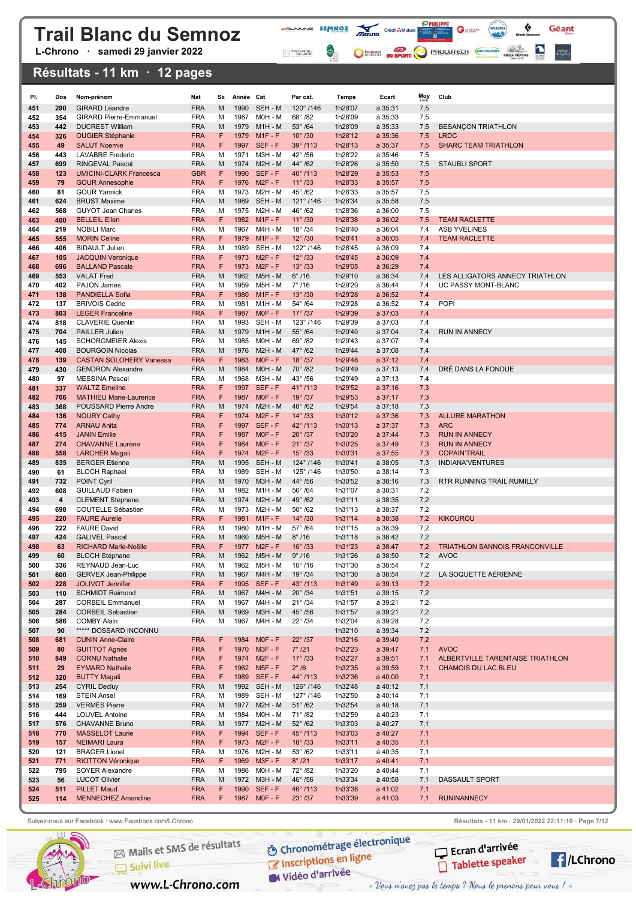# Trail Blanc du Semnoz

L-Chrono · samedi 29 janvier 2022

## Résultats - 11 km · 12 pages

| Pl. | Dos | Nom-prénom | Nat | Sx | Année | Cat | Par cat. | Temps | Ecart | Moy km/h | Club |
|---|---|---|---|---|---|---|---|---|---|---|---|
| 451 | 290 | GIRARD Léandre | FRA | M | 1990 | SEH - M | 120° /146 | 1h28'07 | à 35:31 | 7,5 | |
| 452 | 354 | GIRARD Pierre-Emmanuel | FRA | M | 1987 | M0H - M | 68° /82 | 1h28'09 | à 35:33 | 7,5 | |
| 453 | 442 | DUCREST William | FRA | M | 1979 | M1H - M | 53° /64 | 1h28'09 | à 35:33 | 7,5 | BESANÇON TRIATHLON |
| 454 | 326 | OUGIER Stéphanie | FRA | F | 1979 | M1F - F | 10° /30 | 1h28'12 | à 35:36 | 7,5 | LRDC |
| 455 | 49 | SALUT Noemie | FRA | F | 1997 | SEF - F | 39° /113 | 1h28'13 | à 35:37 | 7,5 | SHARC TEAM TRIATHLON |
| 456 | 443 | LAVABRE Frederic | FRA | M | 1971 | M3H - M | 42° /56 | 1h28'22 | à 35:46 | 7,5 | |
| 457 | 699 | RINGEVAL Pascal | FRA | M | 1974 | M2H - M | 44° /62 | 1h28'26 | à 35:50 | 7,5 | STAUBLI SPORT |
| 458 | 123 | UMICINI-CLARK Francesca | GBR | F | 1990 | SEF - F | 40° /113 | 1h28'29 | à 35:53 | 7,5 | |
| 459 | 79 | GOUR Annesophie | FRA | F | 1976 | M2F - F | 11° /33 | 1h28'33 | à 35:57 | 7,5 | |
| 460 | 81 | GOUR Yannick | FRA | M | 1973 | M2H - M | 45° /62 | 1h28'33 | à 35:57 | 7,5 | |
| 461 | 624 | BRUST Maxime | FRA | M | 1989 | SEH - M | 121° /146 | 1h28'34 | à 35:58 | 7,5 | |
| 462 | 568 | GUYOT Jean Charles | FRA | M | 1975 | M2H - M | 46° /62 | 1h28'36 | à 36:00 | 7,5 | |
| 463 | 400 | BELLEIL Ellen | FRA | F | 1982 | M1F - F | 11° /30 | 1h28'38 | à 36:02 | 7,5 | TEAM RACLETTE |
| 464 | 219 | NOBILI Marc | FRA | M | 1967 | M4H - M | 18° /34 | 1h28'40 | à 36:04 | 7,4 | ASB YVELINES |
| 465 | 555 | MORIN Celine | FRA | F | 1979 | M1F - F | 12° /30 | 1h28'41 | à 36:05 | 7,4 | TEAM RACLETTE |
| 466 | 406 | BIDAULT Julien | FRA | M | 1989 | SEH - M | 122° /146 | 1h28'45 | à 36:09 | 7,4 | |
| 467 | 105 | JACQUIN Veronique | FRA | F | 1973 | M2F - F | 12° /33 | 1h28'45 | à 36:09 | 7,4 | |
| 468 | 696 | BALLAND Pascale | FRA | F | 1973 | M2F - F | 13° /33 | 1h29'05 | à 36:29 | 7,4 | |
| 469 | 553 | VALAT Fred | FRA | M | 1962 | M5H - M | 6° /16 | 1h29'10 | à 36:34 | 7,4 | LES ALLIGATORS ANNECY TRIATHLON |
| 470 | 402 | PAJON James | FRA | M | 1959 | M5H - M | 7° /16 | 1h29'20 | à 36:44 | 7,4 | UC PASSY MONT-BLANC |
| 471 | 138 | PANDIELLA Sofia | FRA | F | 1980 | M1F - F | 13° /30 | 1h29'28 | à 36:52 | 7,4 | |
| 472 | 137 | BRIVOIS Cedric | FRA | M | 1981 | M1H - M | 54° /64 | 1h29'28 | à 36:52 | 7,4 | POPI |
| 473 | 803 | LEGER Franceline | FRA | F | 1987 | M0F - F | 17° /37 | 1h29'39 | à 37:03 | 7,4 | |
| 474 | 818 | CLAVERIE Quentin | FRA | M | 1993 | SEH - M | 123° /146 | 1h29'39 | à 37:03 | 7,4 | |
| 475 | 704 | PAILLER Julien | FRA | M | 1979 | M1H - M | 55° /64 | 1h29'40 | à 37:04 | 7,4 | RUN IN ANNECY |
| 476 | 145 | SCHORGMEIER Alexis | FRA | M | 1985 | M0H - M | 69° /82 | 1h29'43 | à 37:07 | 7,4 | |
| 477 | 408 | BOURGOIN Nicolas | FRA | M | 1976 | M2H - M | 47° /62 | 1h29'44 | à 37:08 | 7,4 | |
| 478 | 139 | CASTAN SOLOHERY Vanessa | FRA | F | 1983 | M0F - F | 18° /37 | 1h29'48 | à 37:12 | 7,4 | |
| 479 | 430 | GENDRON Alexandre | FRA | M | 1984 | M0H - M | 70° /82 | 1h29'49 | à 37:13 | 7,4 | DRÉ DANS LA FONDUE |
| 480 | 97 | MESSINA Pascal | FRA | M | 1968 | M3H - M | 43° /56 | 1h29'49 | à 37:13 | 7,4 | |
| 481 | 337 | WALTZ Emeline | FRA | F | 1997 | SEF - F | 41° /113 | 1h29'52 | à 37:16 | 7,3 | |
| 482 | 766 | MATHIEU Marie-Laurence | FRA | F | 1987 | M0F - F | 19° /37 | 1h29'53 | à 37:17 | 7,3 | |
| 483 | 368 | POUSSARD Pierre Andre | FRA | M | 1974 | M2H - M | 48° /62 | 1h29'54 | à 37:18 | 7,3 | |
| 484 | 136 | NOURY Cathy | FRA | F | 1974 | M2F - F | 14° /33 | 1h30'12 | à 37:36 | 7,3 | ALLURE MARATHON |
| 485 | 774 | ARNAU Anita | FRA | F | 1997 | SEF - F | 42° /113 | 1h30'13 | à 37:37 | 7,3 | ARC |
| 486 | 415 | JANIN Emilie | FRA | F | 1987 | M0F - F | 20° /37 | 1h30'20 | à 37:44 | 7,3 | RUN IN ANNECY |
| 487 | 274 | CHAVANNE Laurène | FRA | F | 1984 | M0F - F | 21° /37 | 1h30'25 | à 37:49 | 7,3 | RUN IN ANNECY |
| 488 | 558 | LARCHER Magali | FRA | F | 1974 | M2F - F | 15° /33 | 1h30'31 | à 37:55 | 7,3 | COPAIN'TRAIL |
| 489 | 835 | BERGER Etienne | FRA | M | 1995 | SEH - M | 124° /146 | 1h30'41 | à 38:05 | 7,3 | INDIANA'VENTURES |
| 490 | 61 | BLOCH Raphael | FRA | M | 1989 | SEH - M | 125° /146 | 1h30'50 | à 38:14 | 7,3 | |
| 491 | 732 | POINT Cyril | FRA | M | 1970 | M3H - M | 44° /56 | 1h30'52 | à 38:16 | 7,3 | RTR RUNNING TRAIL RUMILLY |
| 492 | 608 | GUILLAUD Fabien | FRA | M | 1982 | M1H - M | 56° /64 | 1h31'07 | à 38:31 | 7,2 | |
| 493 | 4 | CLEMENT Stephane | FRA | M | 1974 | M2H - M | 49° /62 | 1h31'11 | à 38:35 | 7,2 | |
| 494 | 698 | COUTELLE Sébastien | FRA | M | 1973 | M2H - M | 50° /62 | 1h31'13 | à 38:37 | 7,2 | |
| 495 | 220 | FAURE Aurelie | FRA | F | 1981 | M1F - F | 14° /30 | 1h31'14 | à 38:38 | 7,2 | KIKOUROU |
| 496 | 222 | FAURE David | FRA | M | 1980 | M1H - M | 57° /64 | 1h31'15 | à 38:39 | 7,2 | |
| 497 | 424 | GALIVEL Pascal | FRA | M | 1960 | M5H - M | 8° /16 | 1h31'18 | à 38:42 | 7,2 | |
| 498 | 63 | RICHARD Marie-Noëlle | FRA | F | 1977 | M2F - F | 16° /33 | 1h31'23 | à 38:47 | 7,2 | TRIATHLON SANNOIS FRANCONVILLE |
| 499 | 60 | BLOCH Stéphane | FRA | M | 1962 | M5H - M | 9° /16 | 1h31'26 | à 38:50 | 7,2 | AVOC |
| 500 | 336 | REYNAUD Jean-Luc | FRA | M | 1962 | M5H - M | 10° /16 | 1h31'30 | à 38:54 | 7,2 | |
| 501 | 600 | GERVEX Jean-Philippe | FRA | M | 1967 | M4H - M | 19° /34 | 1h31'30 | à 38:54 | 7,2 | LA SOQUETTE AÉRIENNE |
| 502 | 228 | JOLIVOT Jennifer | FRA | F | 1995 | SEF - F | 43° /113 | 1h31'49 | à 39:13 | 7,2 | |
| 503 | 110 | SCHMIDT Raimond | FRA | M | 1967 | M4H - M | 20° /34 | 1h31'51 | à 39:15 | 7,2 | |
| 504 | 287 | CORBEIL Emmanuel | FRA | M | 1967 | M4H - M | 21° /34 | 1h31'57 | à 39:21 | 7,2 | |
| 505 | 284 | CORBEIL Sebastien | FRA | M | 1969 | M3H - M | 45° /56 | 1h31'57 | à 39:21 | 7,2 | |
| 506 | 586 | COMBY Alain | FRA | M | 1967 | M4H - M | 22° /34 | 1h32'04 | à 39:28 | 7,2 | |
| 507 | 90 | ***** DOSSARD INCONNU | | | | | | 1h32'10 | à 39:34 | 7,2 | |
| 508 | 681 | CUNIN Anne-Claire | FRA | F | 1984 | M0F - F | 22° /37 | 1h32'16 | à 39:40 | 7,2 | |
| 509 | 80 | GUITTOT Agnès | FRA | F | 1970 | M3F - F | 7° /21 | 1h32'23 | à 39:47 | 7,1 | AVOC |
| 510 | 849 | CORNU Nathalie | FRA | F | 1974 | M2F - F | 17° /33 | 1h32'27 | à 39:51 | 7,1 | ALBERTVILLE TARENTAISE TRIATHLON |
| 511 | 29 | EYMARD Nathalie | FRA | F | 1962 | M5F - F | 2° /6 | 1h32'35 | à 39:59 | 7,1 | CHAMOIS DU LAC BLEU |
| 512 | 320 | BUTTY Magali | FRA | F | 1989 | SEF - F | 44° /113 | 1h32'36 | à 40:00 | 7,1 | |
| 513 | 254 | CYRIL Decluy | FRA | M | 1992 | SEH - M | 126° /146 | 1h32'48 | à 40:12 | 7,1 | |
| 514 | 169 | STEIN Ansel | FRA | M | 1989 | SEH - M | 127° /146 | 1h32'50 | à 40:14 | 7,1 | |
| 515 | 259 | VERMÈS Pierre | FRA | M | 1977 | M2H - M | 51° /62 | 1h32'54 | à 40:18 | 7,1 | |
| 516 | 444 | LOUVEL Antoine | FRA | M | 1984 | M0H - M | 71° /82 | 1h32'59 | à 40:23 | 7,1 | |
| 517 | 576 | CHAVANNE Bruno | FRA | M | 1977 | M2H - M | 52° /62 | 1h33'03 | à 40:27 | 7,1 | |
| 518 | 770 | MASSELOT Laurie | FRA | F | 1994 | SEF - F | 45° /113 | 1h33'03 | à 40:27 | 7,1 | |
| 519 | 157 | NEIMARI Laura | FRA | F | 1973 | M2F - F | 18° /33 | 1h33'11 | à 40:35 | 7,1 | |
| 520 | 121 | BRAGER Lionel | FRA | M | 1976 | M2H - M | 53° /62 | 1h33'11 | à 40:35 | 7,1 | |
| 521 | 771 | RIOTTON Véronique | FRA | F | 1969 | M3F - F | 8° /21 | 1h33'17 | à 40:41 | 7,1 | |
| 522 | 795 | SOYER Alexandre | FRA | M | 1986 | M0H - M | 72° /82 | 1h33'20 | à 40:44 | 7,1 | |
| 523 | 56 | LUCOT Olivier | FRA | M | 1972 | M3H - M | 46° /56 | 1h33'34 | à 40:58 | 7,1 | DASSAULT SPORT |
| 524 | 511 | PILLET Maud | FRA | F | 1990 | SEF - F | 46° /113 | 1h33'38 | à 41:02 | 7,1 | |
| 525 | 114 | MENNECHEZ Amandine | FRA | F | 1987 | M0F - F | 23° /37 | 1h33'39 | à 41:03 | 7,1 | RUNINANNECY |

Suivez-nous sur Facebook : www.Facebook.com/LChrono

Résultats - 11 km · 29/01/2022 22:11:10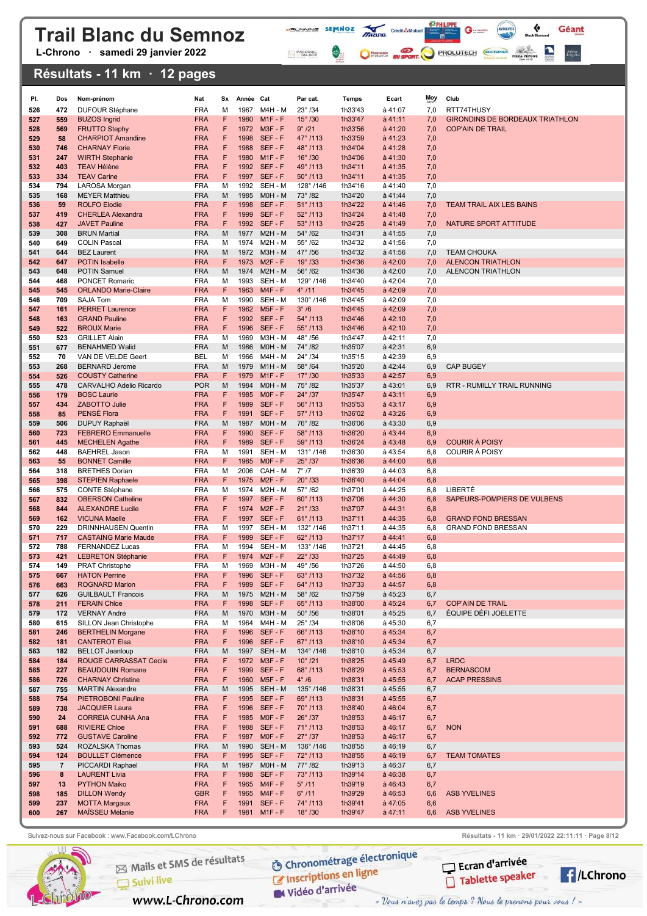# Trail Blanc du Semnoz

L-Chrono · samedi 29 janvier 2022

## Résultats - 11 km · 12 pages

| Pl. | Dos | Nom-prénom | Nat | Sx | Année | Cat | Par cat. | Temps | Ecart | Moy km/h | Club |
|---|---|---|---|---|---|---|---|---|---|---|---|
| 526 | 472 | DUFOUR Stéphane | FRA | M | 1967 | M4H - M | 23° /34 | 1h33'43 | à 41:07 | 7,0 | RTT74THUSY |
| 527 | 559 | BUZOS Ingrid | FRA | F | 1980 | M1F - F | 15° /30 | 1h33'47 | à 41:11 | 7,0 | GIRONDINS DE BORDEAUX TRIATHLON |
| 528 | 569 | FRUTTO Stephy | FRA | F | 1972 | M3F - F | 9° /21 | 1h33'56 | à 41:20 | 7,0 | COP'AIN DE TRAIL |
| 529 | 58 | CHARPIOT Amandine | FRA | F | 1998 | SEF - F | 47° /113 | 1h33'59 | à 41:23 | 7,0 | |
| 530 | 746 | CHARNAY Florie | FRA | F | 1988 | SEF - F | 48° /113 | 1h34'04 | à 41:28 | 7,0 | |
| 531 | 247 | WIRTH Stephanie | FRA | F | 1980 | M1F - F | 16° /30 | 1h34'06 | à 41:30 | 7,0 | |
| 532 | 403 | TEAV Hélène | FRA | F | 1992 | SEF - F | 49° /113 | 1h34'11 | à 41:35 | 7,0 | |
| 533 | 334 | TEAV Carine | FRA | F | 1997 | SEF - F | 50° /113 | 1h34'11 | à 41:35 | 7,0 | |
| 534 | 794 | LAROSA Morgan | FRA | M | 1992 | SEH - M | 128° /146 | 1h34'16 | à 41:40 | 7,0 | |
| 535 | 168 | MEYER Matthieu | FRA | M | 1985 | M0H - M | 73° /82 | 1h34'20 | à 41:44 | 7,0 | |
| 536 | 59 | ROLFO Elodie | FRA | F | 1998 | SEF - F | 51° /113 | 1h34'22 | à 41:46 | 7,0 | TEAM TRAIL AIX LES BAINS |
| 537 | 419 | CHERLEA Alexandra | FRA | F | 1999 | SEF - F | 52° /113 | 1h34'24 | à 41:48 | 7,0 | |
| 538 | 427 | JAVET Pauline | FRA | F | 1992 | SEF - F | 53° /113 | 1h34'25 | à 41:49 | 7,0 | NATURE SPORT ATTITUDE |
| 539 | 308 | BRUN Martial | FRA | M | 1977 | M2H - M | 54° /62 | 1h34'31 | à 41:55 | 7,0 | |
| 540 | 649 | COLIN Pascal | FRA | M | 1974 | M2H - M | 55° /62 | 1h34'32 | à 41:56 | 7,0 | |
| 541 | 644 | BEZ Laurent | FRA | M | 1972 | M3H - M | 47° /56 | 1h34'32 | à 41:56 | 7,0 | TEAM CHOUKA |
| 542 | 647 | POTIN Isabelle | FRA | F | 1973 | M2F - F | 19° /33 | 1h34'36 | à 42:00 | 7,0 | ALENCON TRIATHLON |
| 543 | 648 | POTIN Samuel | FRA | M | 1974 | M2H - M | 56° /62 | 1h34'36 | à 42:00 | 7,0 | ALENCON TRIATHLON |
| 544 | 468 | PONCET Romaric | FRA | M | 1993 | SEH - M | 129° /146 | 1h34'40 | à 42:04 | 7,0 | |
| 545 | 545 | ORLANDO Marie-Claire | FRA | F | 1963 | M4F - F | 4° /11 | 1h34'45 | à 42:09 | 7,0 | |
| 546 | 709 | SAJA Tom | FRA | M | 1990 | SEH - M | 130° /146 | 1h34'45 | à 42:09 | 7,0 | |
| 547 | 161 | PERRET Laurence | FRA | F | 1962 | M5F - F | 3° /6 | 1h34'45 | à 42:09 | 7,0 | |
| 548 | 163 | GRAND Pauline | FRA | F | 1992 | SEF - F | 54° /113 | 1h34'46 | à 42:10 | 7,0 | |
| 549 | 522 | BROUX Marie | FRA | F | 1996 | SEF - F | 55° /113 | 1h34'46 | à 42:10 | 7,0 | |
| 550 | 523 | GRILLET Alain | FRA | M | 1969 | M3H - M | 48° /56 | 1h34'47 | à 42:11 | 7,0 | |
| 551 | 677 | BENAHMED Walid | FRA | M | 1986 | M0H - M | 74° /82 | 1h35'07 | à 42:31 | 6,9 | |
| 552 | 70 | VAN DE VELDE Geert | BEL | M | 1966 | M4H - M | 24° /34 | 1h35'15 | à 42:39 | 6,9 | |
| 553 | 268 | BERNARD Jerome | FRA | M | 1979 | M1H - M | 58° /64 | 1h35'20 | à 42:44 | 6,9 | CAP BUGEY |
| 554 | 526 | COUSTY Catherine | FRA | F | 1979 | M1F - F | 17° /30 | 1h35'33 | à 42:57 | 6,9 | |
| 555 | 478 | CARVALHO Adelio Ricardo | POR | M | 1984 | M0H - M | 75° /82 | 1h35'37 | à 43:01 | 6,9 | RTR - RUMILLY TRAIL RUNNING |
| 556 | 179 | BOSC Laurie | FRA | F | 1985 | M0F - F | 24° /37 | 1h35'47 | à 43:11 | 6,9 | |
| 557 | 434 | ZABOTTO Julie | FRA | F | 1989 | SEF - F | 56° /113 | 1h35'53 | à 43:17 | 6,9 | |
| 558 | 85 | PENSÉ Flora | FRA | F | 1991 | SEF - F | 57° /113 | 1h36'02 | à 43:26 | 6,9 | |
| 559 | 506 | DUPUY Raphaël | FRA | M | 1987 | M0H - M | 76° /82 | 1h36'06 | à 43:30 | 6,9 | |
| 560 | 723 | FEBRERO Emmanuelle | FRA | F | 1990 | SEF - F | 58° /113 | 1h36'20 | à 43:44 | 6,9 | |
| 561 | 445 | MECHELEN Agathe | FRA | F | 1989 | SEF - F | 59° /113 | 1h36'24 | à 43:48 | 6,9 | COURIR À POISY |
| 562 | 448 | BAEHREL Jason | FRA | M | 1991 | SEH - M | 131° /146 | 1h36'30 | à 43:54 | 6,9 | COURIR À POISY |
| 563 | 55 | BONNET Camille | FRA | F | 1985 | M0F - F | 25° /37 | 1h36'36 | à 44:00 | 6,8 | |
| 564 | 318 | BRETHES Dorian | FRA | M | 2006 | CAH - M | 7° /7 | 1h36'39 | à 44:03 | 6,8 | |
| 565 | 398 | STEPIEN Raphaele | FRA | F | 1975 | M2F - F | 20° /33 | 1h36'40 | à 44:04 | 6,8 | |
| 566 | 575 | CONTE Stéphane | FRA | M | 1974 | M2H - M | 57° /62 | 1h37'01 | à 44:25 | 6,8 | LIBERTÉ |
| 567 | 832 | OBERSON Catheline | FRA | F | 1997 | SEF - F | 60° /113 | 1h37'06 | à 44:30 | 6,8 | SAPEURS-POMPIERS DE VULBENS |
| 568 | 844 | ALEXANDRE Lucile | FRA | F | 1974 | M2F - F | 21° /33 | 1h37'07 | à 44:31 | 6,8 | |
| 569 | 162 | VICUNA Maelle | FRA | F | 1997 | SEF - F | 61° /113 | 1h37'11 | à 44:35 | 6,8 | GRAND FOND BRESSAN |
| 570 | 229 | DRINNHAUSEN Quentin | FRA | M | 1997 | SEH - M | 132° /146 | 1h37'11 | à 44:35 | 6,8 | GRAND FOND BRESSAN |
| 571 | 717 | CASTAING Marie Maude | FRA | F | 1989 | SEF - F | 62° /113 | 1h37'17 | à 44:41 | 6,8 | |
| 572 | 788 | FERNANDEZ Lucas | FRA | M | 1994 | SEH - M | 133° /146 | 1h37'21 | à 44:45 | 6,8 | |
| 573 | 421 | LEBRETON Stéphanie | FRA | F | 1974 | M2F - F | 22° /33 | 1h37'25 | à 44:49 | 6,8 | |
| 574 | 149 | PRAT Christophe | FRA | M | 1969 | M3H - M | 49° /56 | 1h37'26 | à 44:50 | 6,8 | |
| 575 | 667 | HATON Perrine | FRA | F | 1996 | SEF - F | 63° /113 | 1h37'32 | à 44:56 | 6,8 | |
| 576 | 663 | ROGNARD Marion | FRA | F | 1989 | SEF - F | 64° /113 | 1h37'33 | à 44:57 | 6,8 | |
| 577 | 626 | GUILBAULT Francois | FRA | M | 1975 | M2H - M | 58° /62 | 1h37'59 | à 45:23 | 6,7 | |
| 578 | 211 | FERAIN Chloe | FRA | F | 1998 | SEF - F | 65° /113 | 1h38'00 | à 45:24 | 6,7 | COP'AIN DE TRAIL |
| 579 | 172 | VERNAY André | FRA | M | 1970 | M3H - M | 50° /56 | 1h38'01 | à 45:25 | 6,7 | ÉQUIPE DÉFI JOELETTE |
| 580 | 615 | SILLON Jean Christophe | FRA | M | 1964 | M4H - M | 25° /34 | 1h38'06 | à 45:30 | 6,7 | |
| 581 | 246 | BERTHELIN Morgane | FRA | F | 1996 | SEF - F | 66° /113 | 1h38'10 | à 45:34 | 6,7 | |
| 582 | 181 | CANTEROT Elsa | FRA | F | 1996 | SEF - F | 67° /113 | 1h38'10 | à 45:34 | 6,7 | |
| 583 | 182 | BELLOT Jeanloup | FRA | M | 1997 | SEH - M | 134° /146 | 1h38'10 | à 45:34 | 6,7 | |
| 584 | 184 | ROUGE CARRASSAT Cecile | FRA | F | 1972 | M3F - F | 10° /21 | 1h38'25 | à 45:49 | 6,7 | LRDC |
| 585 | 227 | BEAUDOUIN Romane | FRA | F | 1999 | SEF - F | 68° /113 | 1h38'29 | à 45:53 | 6,7 | BERNASCOM |
| 586 | 726 | CHARNAY Christine | FRA | F | 1960 | M5F - F | 4° /6 | 1h38'31 | à 45:55 | 6,7 | ACAP PRESSINS |
| 587 | 755 | MARTIN Alexandre | FRA | M | 1995 | SEH - M | 135° /146 | 1h38'31 | à 45:55 | 6,7 | |
| 588 | 754 | PIETROBONI Pauline | FRA | F | 1995 | SEF - F | 69° /113 | 1h38'31 | à 45:55 | 6,7 | |
| 589 | 738 | JACQUIER Laura | FRA | F | 1996 | SEF - F | 70° /113 | 1h38'40 | à 46:04 | 6,7 | |
| 590 | 24 | CORREIA CUNHA Ana | FRA | F | 1985 | M0F - F | 26° /37 | 1h38'53 | à 46:17 | 6,7 | |
| 591 | 688 | RIVIERE Chloe | FRA | F | 1988 | SEF - F | 71° /113 | 1h38'53 | à 46:17 | 6,7 | NON |
| 592 | 772 | GUSTAVE Caroline | FRA | F | 1987 | M0F - F | 27° /37 | 1h38'53 | à 46:17 | 6,7 | |
| 593 | 524 | ROZALSKA Thomas | FRA | M | 1990 | SEH - M | 136° /146 | 1h38'55 | à 46:19 | 6,7 | |
| 594 | 124 | BOULLET Clémence | FRA | F | 1995 | SEF - F | 72° /113 | 1h38'55 | à 46:19 | 6,7 | TEAM TOMATES |
| 595 | 7 | PICCARDI Raphael | FRA | M | 1987 | M0H - M | 77° /82 | 1h39'13 | à 46:37 | 6,7 | |
| 596 | 8 | LAURENT Livia | FRA | F | 1988 | SEF - F | 73° /113 | 1h39'14 | à 46:38 | 6,7 | |
| 597 | 13 | PYTHON Maiko | FRA | F | 1965 | M4F - F | 5° /11 | 1h39'19 | à 46:43 | 6,7 | |
| 598 | 185 | DILLON Wendy | GBR | F | 1965 | M4F - F | 6° /11 | 1h39'29 | à 46:53 | 6,6 | ASB YVELINES |
| 599 | 237 | MOTTA Margaux | FRA | F | 1991 | SEF - F | 74° /113 | 1h39'41 | à 47:05 | 6,6 | |
| 600 | 267 | MAÏSSEU Mélanie | FRA | F | 1981 | M1F - F | 18° /30 | 1h39'47 | à 47:11 | 6,6 | ASB YVELINES |

Suivez-nous sur Facebook : www.Facebook.com/LChrono

Résultats - 11 km · 29/01/2022 22:11:11

Mails et SMS de résultats · Suivi live · www.L-Chrono.com · Chronométrage électronique · Inscriptions en ligne · Vidéo d'arrivée · Ecran d'arrivée · Tablette speaker · /LChrono

« Vous n'avez pas le temps ? Nous le prenons pour vous ! »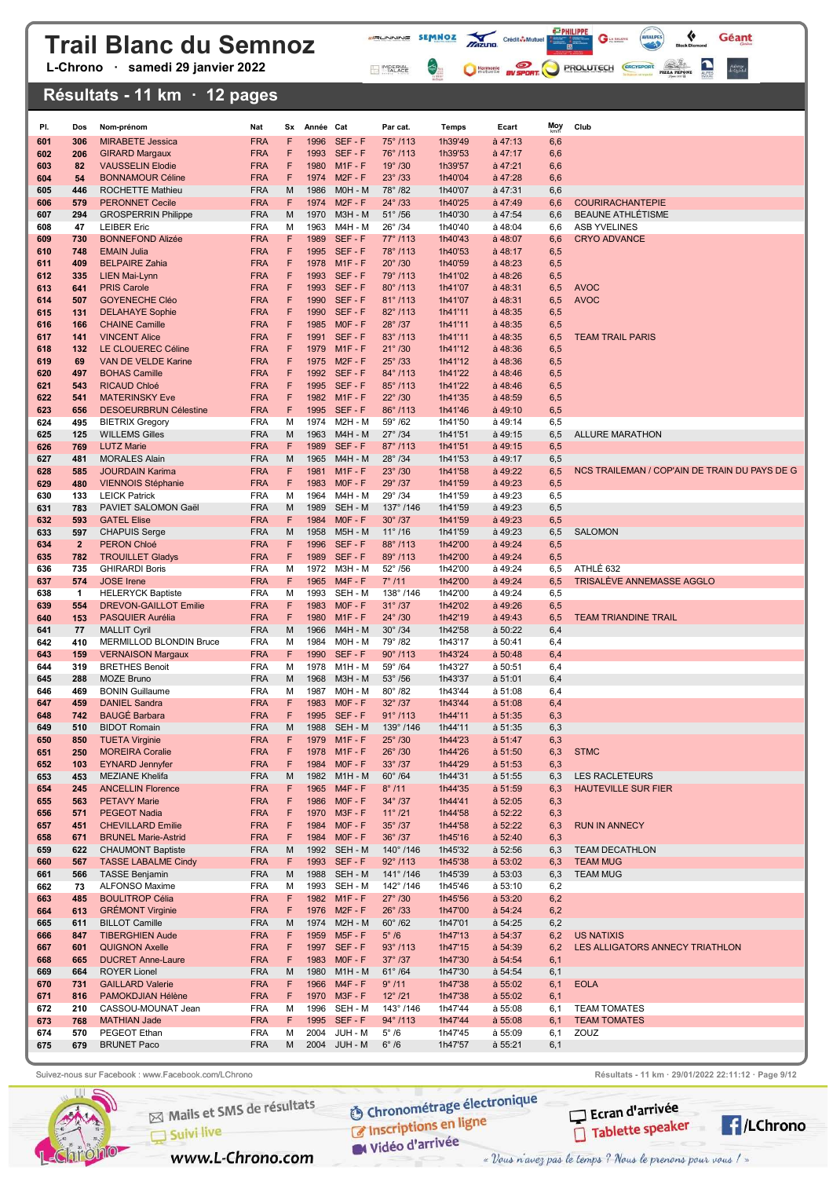# Trail Blanc du Semnoz

L-Chrono · samedi 29 janvier 2022

## Résultats - 11 km · 12 pages

| Pl. | Dos | Nom-prénom | Nat | Sx | Année | Cat | Par cat. | Temps | Ecart | Moy km/h | Club |
|---|---|---|---|---|---|---|---|---|---|---|---|
| 601 | 306 | MIRABETE Jessica | FRA | F | 1996 | SEF - F | 75° /113 | 1h39'49 | à 47:13 | 6,6 | |
| 602 | 206 | GIRARD Margaux | FRA | F | 1993 | SEF - F | 76° /113 | 1h39'53 | à 47:17 | 6,6 | |
| 603 | 82 | VAUSSELIN Elodie | FRA | F | 1980 | M1F - F | 19° /30 | 1h39'57 | à 47:21 | 6,6 | |
| 604 | 54 | BONNAMOUR Céline | FRA | F | 1974 | M2F - F | 23° /33 | 1h40'04 | à 47:28 | 6,6 | |
| 605 | 446 | ROCHETTE Mathieu | FRA | M | 1986 | M0H - M | 78° /82 | 1h40'07 | à 47:31 | 6,6 | |
| 606 | 579 | PERONNET Cecile | FRA | F | 1974 | M2F - F | 24° /33 | 1h40'25 | à 47:49 | 6,6 | COURIRACHANTEPIE |
| 607 | 294 | GROSPERRIN Philippe | FRA | M | 1970 | M3H - M | 51° /56 | 1h40'30 | à 47:54 | 6,6 | BEAUNE ATHLÉTISME |
| 608 | 47 | LEIBER Eric | FRA | M | 1963 | M4H - M | 26° /34 | 1h40'40 | à 48:04 | 6,6 | ASB YVELINES |
| 609 | 730 | BONNEFOND Alizée | FRA | F | 1989 | SEF - F | 77° /113 | 1h40'43 | à 48:07 | 6,6 | CRYO ADVANCE |
| 610 | 748 | EMAIN Julia | FRA | F | 1995 | SEF - F | 78° /113 | 1h40'53 | à 48:17 | 6,5 | |
| 611 | 409 | BELPAIRE Zahia | FRA | F | 1978 | M1F - F | 20° /30 | 1h40'59 | à 48:23 | 6,5 | |
| 612 | 335 | LIEN Mai-Lynn | FRA | F | 1993 | SEF - F | 79° /113 | 1h41'02 | à 48:26 | 6,5 | |
| 613 | 641 | PRIS Carole | FRA | F | 1993 | SEF - F | 80° /113 | 1h41'07 | à 48:31 | 6,5 | AVOC |
| 614 | 507 | GOYENECHE Cléo | FRA | F | 1990 | SEF - F | 81° /113 | 1h41'07 | à 48:31 | 6,5 | AVOC |
| 615 | 131 | DELAHAYE Sophie | FRA | F | 1990 | SEF - F | 82° /113 | 1h41'11 | à 48:35 | 6,5 | |
| 616 | 166 | CHAINE Camille | FRA | F | 1985 | M0F - F | 28° /37 | 1h41'11 | à 48:35 | 6,5 | |
| 617 | 141 | VINCENT Alice | FRA | F | 1991 | SEF - F | 83° /113 | 1h41'11 | à 48:35 | 6,5 | TEAM TRAIL PARIS |
| 618 | 132 | LE CLOUEREC Céline | FRA | F | 1979 | M1F - F | 21° /30 | 1h41'12 | à 48:36 | 6,5 | |
| 619 | 69 | VAN DE VELDE Karine | FRA | F | 1975 | M2F - F | 25° /33 | 1h41'12 | à 48:36 | 6,5 | |
| 620 | 497 | BOHAS Camille | FRA | F | 1992 | SEF - F | 84° /113 | 1h41'22 | à 48:46 | 6,5 | |
| 621 | 543 | RICAUD Chloé | FRA | F | 1995 | SEF - F | 85° /113 | 1h41'22 | à 48:46 | 6,5 | |
| 622 | 541 | MATERINSKY Eve | FRA | F | 1982 | M1F - F | 22° /30 | 1h41'35 | à 48:59 | 6,5 | |
| 623 | 656 | DESOEURBRUN Célestine | FRA | F | 1995 | SEF - F | 86° /113 | 1h41'46 | à 49:10 | 6,5 | |
| 624 | 495 | BIETRIX Gregory | FRA | M | 1974 | M2H - M | 59° /62 | 1h41'50 | à 49:14 | 6,5 | |
| 625 | 125 | WILLEMS Gilles | FRA | M | 1963 | M4H - M | 27° /34 | 1h41'51 | à 49:15 | 6,5 | ALLURE MARATHON |
| 626 | 769 | LUTZ Marie | FRA | F | 1989 | SEF - F | 87° /113 | 1h41'51 | à 49:15 | 6,5 | |
| 627 | 481 | MORALES Alain | FRA | M | 1965 | M4H - M | 28° /34 | 1h41'53 | à 49:17 | 6,5 | |
| 628 | 585 | JOURDAIN Karima | FRA | F | 1981 | M1F - F | 23° /30 | 1h41'58 | à 49:22 | 6,5 | NCS TRAILEMAN / COP'AIN DE TRAIN DU PAYS DE G |
| 629 | 480 | VIENNOIS Stéphanie | FRA | F | 1983 | M0F - F | 29° /37 | 1h41'59 | à 49:23 | 6,5 | |
| 630 | 133 | LEICK Patrick | FRA | M | 1964 | M4H - M | 29° /34 | 1h41'59 | à 49:23 | 6,5 | |
| 631 | 783 | PAVIET SALOMON Gaël | FRA | M | 1989 | SEH - M | 137° /146 | 1h41'59 | à 49:23 | 6,5 | |
| 632 | 593 | GATEL Elise | FRA | F | 1984 | M0F - F | 30° /37 | 1h41'59 | à 49:23 | 6,5 | |
| 633 | 597 | CHAPUIS Serge | FRA | M | 1958 | M5H - M | 11° /16 | 1h41'59 | à 49:23 | 6,5 | SALOMON |
| 634 | 2 | PERON Chloé | FRA | F | 1996 | SEF - F | 88° /113 | 1h42'00 | à 49:24 | 6,5 | |
| 635 | 782 | TROUILLET Gladys | FRA | F | 1989 | SEF - F | 89° /113 | 1h42'00 | à 49:24 | 6,5 | |
| 636 | 735 | GHIRARDI Boris | FRA | M | 1972 | M3H - M | 52° /56 | 1h42'00 | à 49:24 | 6,5 | ATHLÉ 632 |
| 637 | 574 | JOSE Irene | FRA | F | 1965 | M4F - F | 7° /11 | 1h42'00 | à 49:24 | 6,5 | TRISALÈVE ANNEMASSE AGGLO |
| 638 | 1 | HELERYCK Baptiste | FRA | M | 1993 | SEH - M | 138° /146 | 1h42'00 | à 49:24 | 6,5 | |
| 639 | 554 | DREVON-GAILLOT Emilie | FRA | F | 1983 | M0F - F | 31° /37 | 1h42'02 | à 49:26 | 6,5 | |
| 640 | 153 | PASQUIER Aurélia | FRA | F | 1980 | M1F - F | 24° /30 | 1h42'19 | à 49:43 | 6,5 | TEAM TRIANDINE TRAIL |
| 641 | 77 | MALLIT Cyril | FRA | M | 1966 | M4H - M | 30° /34 | 1h42'58 | à 50:22 | 6,4 | |
| 642 | 410 | MERMILLOD BLONDIN Bruce | FRA | M | 1984 | M0H - M | 79° /82 | 1h43'17 | à 50:41 | 6,4 | |
| 643 | 159 | VERNAISON Margaux | FRA | F | 1990 | SEF - F | 90° /113 | 1h43'24 | à 50:48 | 6,4 | |
| 644 | 319 | BRETHES Benoit | FRA | M | 1978 | M1H - M | 59° /64 | 1h43'27 | à 50:51 | 6,4 | |
| 645 | 288 | MOZE Bruno | FRA | M | 1968 | M3H - M | 53° /56 | 1h43'37 | à 51:01 | 6,4 | |
| 646 | 469 | BONIN Guillaume | FRA | M | 1987 | M0H - M | 80° /82 | 1h43'44 | à 51:08 | 6,4 | |
| 647 | 459 | DANIEL Sandra | FRA | F | 1983 | M0F - F | 32° /37 | 1h43'44 | à 51:08 | 6,4 | |
| 648 | 742 | BAUGÉ Barbara | FRA | F | 1995 | SEF - F | 91° /113 | 1h44'11 | à 51:35 | 6,3 | |
| 649 | 510 | BIDOT Romain | FRA | M | 1988 | SEH - M | 139° /146 | 1h44'11 | à 51:35 | 6,3 | |
| 650 | 850 | TUETA Virginie | FRA | F | 1979 | M1F - F | 25° /30 | 1h44'23 | à 51:47 | 6,3 | |
| 651 | 250 | MOREIRA Coralie | FRA | F | 1978 | M1F - F | 26° /30 | 1h44'26 | à 51:50 | 6,3 | STMC |
| 652 | 103 | EYNARD Jennyfer | FRA | F | 1984 | M0F - F | 33° /37 | 1h44'29 | à 51:53 | 6,3 | |
| 653 | 453 | MEZIANE Khelifa | FRA | M | 1982 | M1H - M | 60° /64 | 1h44'31 | à 51:55 | 6,3 | LES RACLETEURS |
| 654 | 245 | ANCELLIN Florence | FRA | F | 1965 | M4F - F | 8° /11 | 1h44'35 | à 51:59 | 6,3 | HAUTEVILLE SUR FIER |
| 655 | 563 | PETAVY Marie | FRA | F | 1986 | M0F - F | 34° /37 | 1h44'41 | à 52:05 | 6,3 | |
| 656 | 571 | PEGEOT Nadia | FRA | F | 1970 | M3F - F | 11° /21 | 1h44'58 | à 52:22 | 6,3 | |
| 657 | 451 | CHEVILLARD Emilie | FRA | F | 1984 | M0F - F | 35° /37 | 1h44'58 | à 52:22 | 6,3 | RUN IN ANNECY |
| 658 | 671 | BRUNEL Marie-Astrid | FRA | F | 1984 | M0F - F | 36° /37 | 1h45'16 | à 52:40 | 6,3 | |
| 659 | 622 | CHAUMONT Baptiste | FRA | M | 1992 | SEH - M | 140° /146 | 1h45'32 | à 52:56 | 6,3 | TEAM DECATHLON |
| 660 | 567 | TASSE LABALME Cindy | FRA | F | 1993 | SEF - F | 92° /113 | 1h45'38 | à 53:02 | 6,3 | TEAM MUG |
| 661 | 566 | TASSE Benjamin | FRA | M | 1988 | SEH - M | 141° /146 | 1h45'39 | à 53:03 | 6,3 | TEAM MUG |
| 662 | 73 | ALFONSO Maxime | FRA | M | 1993 | SEH - M | 142° /146 | 1h45'46 | à 53:10 | 6,2 | |
| 663 | 485 | BOULITROP Célia | FRA | F | 1982 | M1F - F | 27° /30 | 1h45'56 | à 53:20 | 6,2 | |
| 664 | 613 | GRÉMONT Virginie | FRA | F | 1976 | M2F - F | 26° /33 | 1h47'00 | à 54:24 | 6,2 | |
| 665 | 611 | BILLOT Camille | FRA | M | 1974 | M2H - M | 60° /62 | 1h47'01 | à 54:25 | 6,2 | |
| 666 | 847 | TIBERGHIEN Aude | FRA | F | 1959 | M5F - F | 5° /6 | 1h47'13 | à 54:37 | 6,2 | US NATIXIS |
| 667 | 601 | QUIGNON Axelle | FRA | F | 1997 | SEF - F | 93° /113 | 1h47'15 | à 54:39 | 6,2 | LES ALLIGATORS ANNECY TRIATHLON |
| 668 | 665 | DUCRET Anne-Laure | FRA | F | 1983 | M0F - F | 37° /37 | 1h47'30 | à 54:54 | 6,1 | |
| 669 | 664 | ROYER Lionel | FRA | M | 1980 | M1H - M | 61° /64 | 1h47'30 | à 54:54 | 6,1 | |
| 670 | 731 | GAILLARD Valerie | FRA | F | 1966 | M4F - F | 9° /11 | 1h47'38 | à 55:02 | 6,1 | EOLA |
| 671 | 816 | PAMOKDJIAN Hélène | FRA | F | 1970 | M3F - F | 12° /21 | 1h47'38 | à 55:02 | 6,1 | |
| 672 | 210 | CASSOU-MOUNAT Jean | FRA | M | 1996 | SEH - M | 143° /146 | 1h47'44 | à 55:08 | 6,1 | TEAM TOMATES |
| 673 | 768 | MATHIAN Jade | FRA | F | 1995 | SEF - F | 94° /113 | 1h47'44 | à 55:08 | 6,1 | TEAM TOMATES |
| 674 | 570 | PEGEOT Ethan | FRA | M | 2004 | JUH - M | 5° /6 | 1h47'45 | à 55:09 | 6,1 | ZOUZ |
| 675 | 679 | BRUNET Paco | FRA | M | 2004 | JUH - M | 6° /6 | 1h47'57 | à 55:21 | 6,1 | |

Suivez-nous sur Facebook : www.Facebook.com/LChrono

Résultats - 11 km · 29/01/2022 22:11:12

Mails et SMS de résultats · Suivi live · www.L-Chrono.com · Chronométrage électronique · Inscriptions en ligne · Vidéo d'arrivée · Ecran d'arrivée · Tablette speaker · /LChrono

« Vous n'avez pas le temps ? Nous le prenons pour vous ! »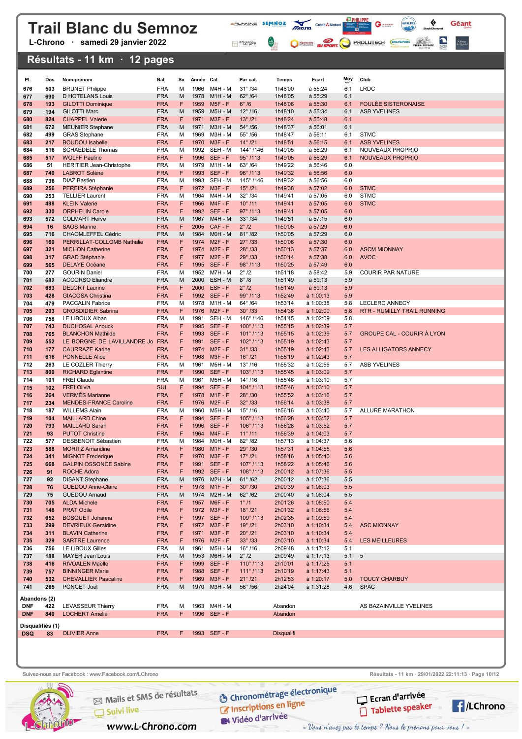# Trail Blanc du Semnoz

L-Chrono · samedi 29 janvier 2022

## Résultats - 11 km · 12 pages

| Pl. | Dos | Nom-prénom | Nat | Sx | Année | Cat | Par cat. | Temps | Ecart | Moy km/h | Club |
|---|---|---|---|---|---|---|---|---|---|---|---|
| 676 | 503 | BRUNET Philippe | FRA | M | 1966 | M4H - M | 31° /34 | 1h48'00 | à 55:24 | 6,1 | LRDC |
| 677 | 690 | D HOTELANS Louis | FRA | M | 1978 | M1H - M | 62° /64 | 1h48'05 | à 55:29 | 6,1 | |
| 678 | 193 | GILOTTI Dominique | FRA | F | 1959 | M5F - F | 6° /6 | 1h48'06 | à 55:30 | 6,1 | FOULÉE SISTERONAISE |
| 679 | 194 | GILOTTI Marc | FRA | M | 1959 | M5H - M | 12° /16 | 1h48'10 | à 55:34 | 6,1 | ASB YVELINES |
| 680 | 824 | CHAPPEL Valerie | FRA | F | 1971 | M3F - F | 13° /21 | 1h48'24 | à 55:48 | 6,1 | |
| 681 | 672 | MEUNIER Stephane | FRA | M | 1971 | M3H - M | 54° /56 | 1h48'37 | à 56:01 | 6,1 | |
| 682 | 499 | GRAS Stephane | FRA | M | 1969 | M3H - M | 55° /56 | 1h48'47 | à 56:11 | 6,1 | STMC |
| 683 | 217 | BOUDOU Isabelle | FRA | F | 1970 | M3F - F | 14° /21 | 1h48'51 | à 56:15 | 6,1 | ASB YVELINES |
| 684 | 516 | SCHAEDELE Thomas | FRA | M | 1992 | SEH - M | 144° /146 | 1h49'05 | à 56:29 | 6,1 | NOUVEAUX PROPRIO |
| 685 | 517 | WOLFF Pauline | FRA | F | 1996 | SEF - F | 95° /113 | 1h49'05 | à 56:29 | 6,1 | NOUVEAUX PROPRIO |
| 686 | 51 | HERITIER Jean-Christophe | FRA | M | 1979 | M1H - M | 63° /64 | 1h49'22 | à 56:46 | 6,0 | |
| 687 | 740 | LABROT Solène | FRA | F | 1993 | SEF - F | 96° /113 | 1h49'32 | à 56:56 | 6,0 | |
| 688 | 736 | DIAZ Bastien | FRA | M | 1993 | SEH - M | 145° /146 | 1h49'32 | à 56:56 | 6,0 | |
| 689 | 256 | PEREIRA Stéphanie | FRA | F | 1972 | M3F - F | 15° /21 | 1h49'38 | à 57:02 | 6,0 | STMC |
| 690 | 253 | TELLIER Laurent | FRA | M | 1964 | M4H - M | 32° /34 | 1h49'41 | à 57:05 | 6,0 | STMC |
| 691 | 498 | KLEIN Valerie | FRA | F | 1966 | M4F - F | 10° /11 | 1h49'41 | à 57:05 | 6,0 | STMC |
| 692 | 330 | ORPHELIN Carole | FRA | F | 1992 | SEF - F | 97° /113 | 1h49'41 | à 57:05 | 6,0 | |
| 693 | 572 | COLMART Herve | FRA | M | 1967 | M4H - M | 33° /34 | 1h49'51 | à 57:15 | 6,0 | |
| 694 | 16 | SAOS Marine | FRA | F | 2005 | CAF - F | 2° /2 | 1h50'05 | à 57:29 | 6,0 | |
| 695 | 716 | CHAOMLEFFEL Cédric | FRA | M | 1984 | M0H - M | 81° /82 | 1h50'05 | à 57:29 | 6,0 | |
| 696 | 160 | PERRILLAT-COLLOMB Nathalie | FRA | F | 1974 | M2F - F | 27° /33 | 1h50'06 | à 57:30 | 6,0 | |
| 697 | 321 | MICHON Catherine | FRA | F | 1974 | M2F - F | 28° /33 | 1h50'13 | à 57:37 | 6,0 | ASCM MIONNAY |
| 698 | 317 | GRAD Stéphanie | FRA | F | 1977 | M2F - F | 29° /33 | 1h50'14 | à 57:38 | 6,0 | AVOC |
| 699 | 565 | DELAYE Océane | FRA | F | 1995 | SEF - F | 98° /113 | 1h50'25 | à 57:49 | 6,0 | |
| 700 | 277 | GOURIN Daniel | FRA | M | 1952 | M7H - M | 2° /2 | 1h51'18 | à 58:42 | 5,9 | COURIR PAR NATURE |
| 701 | 682 | ACCORSO Eliandre | FRA | M | 2000 | ESH - M | 8° /8 | 1h51'49 | à 59:13 | 5,9 | |
| 702 | 683 | DELORT Laurine | FRA | F | 2000 | ESF - F | 2° /2 | 1h51'49 | à 59:13 | 5,9 | |
| 703 | 428 | GIACOSA Christina | FRA | F | 1992 | SEF - F | 99° /113 | 1h52'49 | à 1:00:13 | 5,9 | |
| 704 | 479 | PACCALIN Fabrice | FRA | M | 1978 | M1H - M | 64° /64 | 1h53'14 | à 1:00:38 | 5,8 | LECLERC ANNECY |
| 705 | 203 | GROSDIDIER Sabrina | FRA | F | 1976 | M2F - F | 30° /33 | 1h54'36 | à 1:02:00 | 5,8 | RTR - RUMILLY TRAIL RUNNING |
| 706 | 758 | LE LIBOUX Alban | FRA | M | 1991 | SEH - M | 146° /146 | 1h54'45 | à 1:02:09 | 5,8 | |
| 707 | 743 | DUCHOSAL Anouck | FRA | F | 1995 | SEF - F | 100° /113 | 1h55'15 | à 1:02:39 | 5,7 | |
| 708 | 765 | BLANCHON Mathilde | FRA | F | 1993 | SEF - F | 101° /113 | 1h55'15 | à 1:02:39 | 5,7 | GROUPE CAL - COURIR À LYON |
| 709 | 552 | LE BORGNE DE LAVILLANDRE Jo | FRA | F | 1991 | SEF - F | 102° /113 | 1h55'19 | à 1:02:43 | 5,7 | |
| 710 | 177 | CAURRAZE Karine | FRA | F | 1974 | M2F - F | 31° /33 | 1h55'19 | à 1:02:43 | 5,7 | LES ALLIGATORS ANNECY |
| 711 | 616 | PONNELLE Alice | FRA | F | 1968 | M3F - F | 16° /21 | 1h55'19 | à 1:02:43 | 5,7 | |
| 712 | 263 | LE COZLER Thierry | FRA | M | 1961 | M5H - M | 13° /16 | 1h55'32 | à 1:02:56 | 5,7 | ASB YVELINES |
| 713 | 800 | RICHARD Eglantine | FRA | F | 1990 | SEF - F | 103° /113 | 1h55'45 | à 1:03:09 | 5,7 | |
| 714 | 101 | FREI Claude | FRA | M | 1961 | M5H - M | 14° /16 | 1h55'46 | à 1:03:10 | 5,7 | |
| 715 | 102 | FREI Olivia | SUI | F | 1994 | SEF - F | 104° /113 | 1h55'46 | à 1:03:10 | 5,7 | |
| 716 | 264 | VERMÈS Marianne | FRA | F | 1978 | M1F - F | 28° /30 | 1h55'52 | à 1:03:16 | 5,7 | |
| 717 | 234 | MENDES-FRANCE Caroline | FRA | F | 1976 | M2F - F | 32° /33 | 1h56'14 | à 1:03:38 | 5,7 | |
| 718 | 187 | WILLEMS Alain | FRA | M | 1960 | M5H - M | 15° /16 | 1h56'16 | à 1:03:40 | 5,7 | ALLURE MARATHON |
| 719 | 104 | MAILLARD Chloe | FRA | F | 1994 | SEF - F | 105° /113 | 1h56'28 | à 1:03:52 | 5,7 | |
| 720 | 793 | MAILLARD Sarah | FRA | F | 1996 | SEF - F | 106° /113 | 1h56'28 | à 1:03:52 | 5,7 | |
| 721 | 93 | PUTOT Christine | FRA | F | 1964 | M4F - F | 11° /11 | 1h56'39 | à 1:04:03 | 5,7 | |
| 722 | 577 | DESBENOIT Sébastien | FRA | M | 1984 | M0H - M | 82° /82 | 1h57'13 | à 1:04:37 | 5,6 | |
| 723 | 588 | MORITZ Amandine | FRA | F | 1980 | M1F - F | 29° /30 | 1h57'31 | à 1:04:55 | 5,6 | |
| 724 | 341 | MIGNOT Frederique | FRA | F | 1970 | M3F - F | 17° /21 | 1h58'16 | à 1:05:40 | 5,6 | |
| 725 | 668 | GALPIN OSSONCE Sabine | FRA | F | 1991 | SEF - F | 107° /113 | 1h58'22 | à 1:05:46 | 5,6 | |
| 726 | 91 | ROCHE Adora | FRA | F | 1992 | SEF - F | 108° /113 | 2h00'12 | à 1:07:36 | 5,5 | |
| 727 | 92 | DISANT Stephane | FRA | M | 1976 | M2H - M | 61° /62 | 2h00'12 | à 1:07:36 | 5,5 | |
| 728 | 76 | GUEDOU Anne-Claire | FRA | F | 1978 | M1F - F | 30° /30 | 2h00'39 | à 1:08:03 | 5,5 | |
| 729 | 75 | GUEDOU Arnaud | FRA | M | 1974 | M2H - M | 62° /62 | 2h00'40 | à 1:08:04 | 5,5 | |
| 730 | 705 | ALDA Michele | FRA | F | 1957 | M6F - F | 1° /1 | 2h01'26 | à 1:08:50 | 5,4 | |
| 731 | 148 | PRAT Odile | FRA | F | 1972 | M3F - F | 18° /21 | 2h01'32 | à 1:08:56 | 5,4 | |
| 732 | 652 | BOSQUET Johanna | FRA | F | 1997 | SEF - F | 109° /113 | 2h02'35 | à 1:09:59 | 5,4 | |
| 733 | 299 | DEVRIEUX Geraldine | FRA | F | 1972 | M3F - F | 19° /21 | 2h03'10 | à 1:10:34 | 5,4 | ASC MIONNAY |
| 734 | 311 | BLAVIN Catherine | FRA | F | 1971 | M3F - F | 20° /21 | 2h03'10 | à 1:10:34 | 5,4 | |
| 735 | 329 | SARTRE Laurence | FRA | F | 1976 | M2F - F | 33° /33 | 2h03'10 | à 1:10:34 | 5,4 | LES MEILLEURES |
| 736 | 756 | LE LIBOUX Gilles | FRA | M | 1961 | M5H - M | 16° /16 | 2h09'48 | à 1:17:12 | 5,1 | |
| 737 | 188 | MAYER Jean Louis | FRA | M | 1953 | M6H - M | 2° /2 | 2h09'49 | à 1:17:13 | 5,1 | 5 |
| 738 | 416 | RIVOALEN Maëlle | FRA | F | 1999 | SEF - F | 110° /113 | 2h10'01 | à 1:17:25 | 5,1 | |
| 739 | 757 | BINNINGER Marie | FRA | F | 1988 | SEF - F | 111° /113 | 2h10'19 | à 1:17:43 | 5,1 | |
| 740 | 532 | CHEVALLIER Pascaline | FRA | F | 1969 | M3F - F | 21° /21 | 2h12'53 | à 1:20:17 | 5,0 | TOUCY CHARBUY |
| 741 | 265 | PONCET Joel | FRA | M | 1970 | M3H - M | 56° /56 | 2h24'04 | à 1:31:28 | 4,6 | SPAC |

**Abandons (2)**

| | Dos | Nom-prénom | Nat | Sx | Année | Cat | Temps | Club |
|---|---|---|---|---|---|---|---|---|
| DNF | 422 | LEVASSEUR Thierry | FRA | M | 1963 | M4H - M | Abandon | AS BAZAINVILLE YVELINES |
| DNF | 840 | LOCHERT Amelie | FRA | F | 1996 | SEF - F | Abandon | |

**Disqualifiés (1)**

| | Dos | Nom-prénom | Nat | Sx | Année | Cat | Temps |
|---|---|---|---|---|---|---|---|
| DSQ | 83 | OLIVIER Anne | FRA | F | 1993 | SEF - F | Disqualifi |

Suivez-nous sur Facebook : www.Facebook.com/LChrono

Résultats - 11 km · 29/01/2022 22:11:13

Mails et SMS de résultats · Suivi live · www.L-Chrono.com · Chronométrage électronique · Inscriptions en ligne · Vidéo d'arrivée · Ecran d'arrivée · Tablette speaker · /LChrono

« Vous n'avez pas le temps ? Nous le prenons pour vous ! »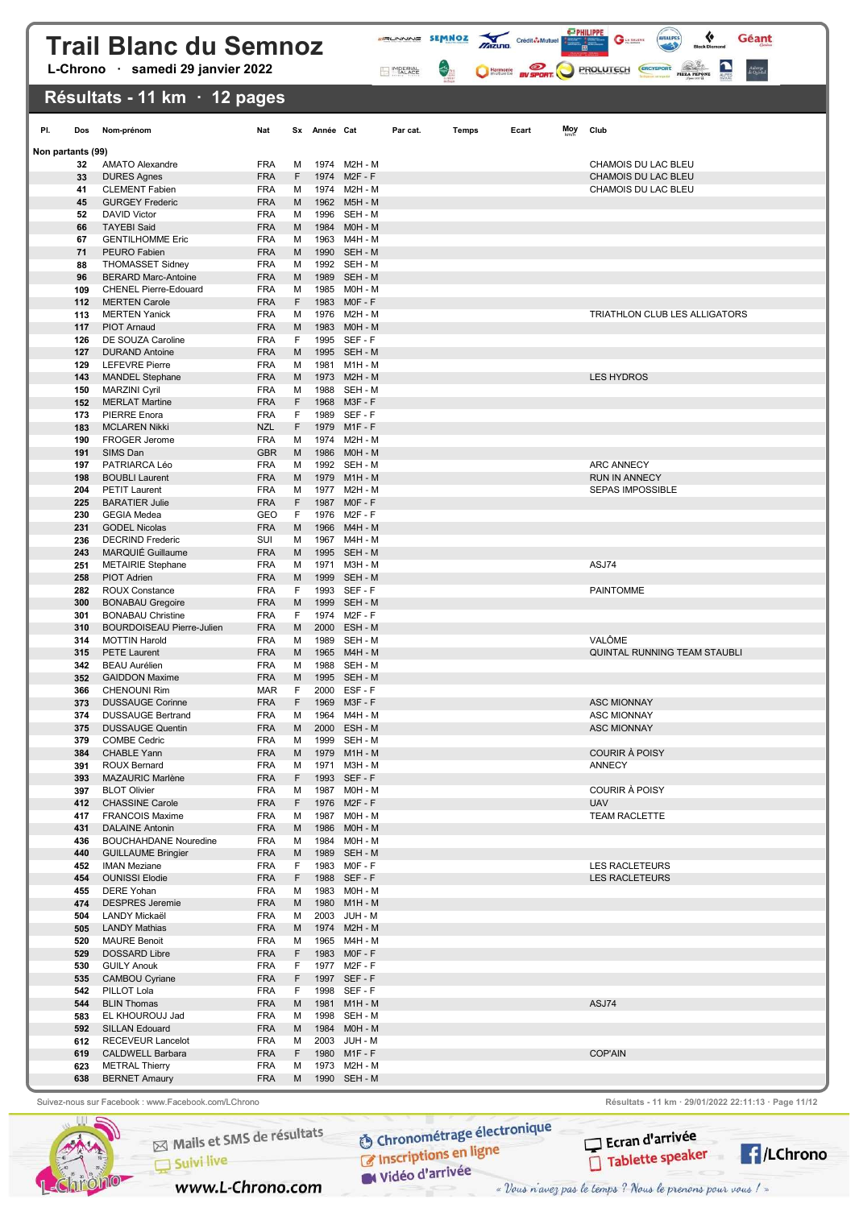# Trail Blanc du Semnoz

**L-Chrono · samedi 29 janvier 2022**

## Résultats - 11 km · 12 pages

| Pl. | Dos | Nom-prénom | Nat | Sx | Année | Cat | Par cat. | Temps | Ecart | Moy km/h | Club |
|---|---|---|---|---|---|---|---|---|---|---|---|
| **Non partants (99)** | | | | | | | | | | | |
| | 32 | AMATO Alexandre | FRA | M | 1974 | M2H - M | | | | | CHAMOIS DU LAC BLEU |
| | 33 | DURES Agnes | FRA | F | 1974 | M2F - F | | | | | CHAMOIS DU LAC BLEU |
| | 41 | CLEMENT Fabien | FRA | M | 1974 | M2H - M | | | | | CHAMOIS DU LAC BLEU |
| | 45 | GURGEY Frederic | FRA | M | 1962 | M5H - M | | | | | |
| | 52 | DAVID Victor | FRA | M | 1996 | SEH - M | | | | | |
| | 66 | TAYEBI Said | FRA | M | 1984 | M0H - M | | | | | |
| | 67 | GENTILHOMME Eric | FRA | M | 1963 | M4H - M | | | | | |
| | 71 | PEURO Fabien | FRA | M | 1990 | SEH - M | | | | | |
| | 88 | THOMASSET Sidney | FRA | M | 1992 | SEH - M | | | | | |
| | 96 | BERARD Marc-Antoine | FRA | M | 1989 | SEH - M | | | | | |
| | 109 | CHENEL Pierre-Edouard | FRA | M | 1985 | M0H - M | | | | | |
| | 112 | MERTEN Carole | FRA | F | 1983 | M0F - F | | | | | |
| | 113 | MERTEN Yanick | FRA | M | 1976 | M2H - M | | | | | TRIATHLON CLUB LES ALLIGATORS |
| | 117 | PIOT Arnaud | FRA | M | 1983 | M0H - M | | | | | |
| | 126 | DE SOUZA Caroline | FRA | F | 1995 | SEF - F | | | | | |
| | 127 | DURAND Antoine | FRA | M | 1995 | SEH - M | | | | | |
| | 129 | LEFEVRE Pierre | FRA | M | 1981 | M1H - M | | | | | |
| | 143 | MANDEL Stephane | FRA | M | 1973 | M2H - M | | | | | LES HYDROS |
| | 150 | MARZINI Cyril | FRA | M | 1988 | SEH - M | | | | | |
| | 152 | MERLAT Martine | FRA | F | 1968 | M3F - F | | | | | |
| | 173 | PIERRE Enora | FRA | F | 1989 | SEF - F | | | | | |
| | 183 | MCLAREN Nikki | NZL | F | 1979 | M1F - F | | | | | |
| | 190 | FROGER Jerome | FRA | M | 1974 | M2H - M | | | | | |
| | 191 | SIMS Dan | GBR | M | 1986 | M0H - M | | | | | |
| | 197 | PATRIARCA Léo | FRA | M | 1992 | SEH - M | | | | | ARC ANNECY |
| | 198 | BOUBLI Laurent | FRA | M | 1979 | M1H - M | | | | | RUN IN ANNECY |
| | 204 | PETIT Laurent | FRA | M | 1977 | M2H - M | | | | | SEPAS IMPOSSIBLE |
| | 225 | BARATIER Julie | FRA | F | 1987 | M0F - F | | | | | |
| | 230 | GEGIA Medea | GEO | F | 1976 | M2F - F | | | | | |
| | 231 | GODEL Nicolas | FRA | M | 1966 | M4H - M | | | | | |
| | 236 | DECRIND Frederic | SUI | M | 1967 | M4H - M | | | | | |
| | 243 | MARQUIÉ Guillaume | FRA | M | 1995 | SEH - M | | | | | |
| | 251 | METAIRIE Stephane | FRA | M | 1971 | M3H - M | | | | | ASJ74 |
| | 258 | PIOT Adrien | FRA | M | 1999 | SEH - M | | | | | |
| | 282 | ROUX Constance | FRA | F | 1993 | SEF - F | | | | | PAINTOMME |
| | 300 | BONABAU Gregoire | FRA | M | 1999 | SEH - M | | | | | |
| | 301 | BONABAU Christine | FRA | F | 1974 | M2F - F | | | | | |
| | 310 | BOURDOISEAU Pierre-Julien | FRA | M | 2000 | ESH - M | | | | | |
| | 314 | MOTTIN Harold | FRA | M | 1989 | SEH - M | | | | | VALÔME |
| | 315 | PETE Laurent | FRA | M | 1965 | M4H - M | | | | | QUINTAL RUNNING TEAM STAUBLI |
| | 342 | BEAU Aurélien | FRA | M | 1988 | SEH - M | | | | | |
| | 352 | GAIDDON Maxime | FRA | M | 1995 | SEH - M | | | | | |
| | 366 | CHENOUNI Rim | MAR | F | 2000 | ESF - F | | | | | |
| | 373 | DUSSAUGE Corinne | FRA | F | 1969 | M3F - F | | | | | ASC MIONNAY |
| | 374 | DUSSAUGE Bertrand | FRA | M | 1964 | M4H - M | | | | | ASC MIONNAY |
| | 375 | DUSSAUGE Quentin | FRA | M | 2000 | ESH - M | | | | | ASC MIONNAY |
| | 379 | COMBE Cedric | FRA | M | 1999 | SEH - M | | | | | |
| | 384 | CHABLE Yann | FRA | M | 1979 | M1H - M | | | | | COURIR À POISY |
| | 391 | ROUX Bernard | FRA | M | 1971 | M3H - M | | | | | ANNECY |
| | 393 | MAZAURIC Marlène | FRA | F | 1993 | SEF - F | | | | | |
| | 397 | BLOT Olivier | FRA | M | 1987 | M0H - M | | | | | COURIR À POISY |
| | 412 | CHASSINE Carole | FRA | F | 1976 | M2F - F | | | | | UAV |
| | 417 | FRANCOIS Maxime | FRA | M | 1987 | M0H - M | | | | | TEAM RACLETTE |
| | 431 | DALAINE Antonin | FRA | M | 1986 | M0H - M | | | | | |
| | 436 | BOUCHAHDANE Nouredine | FRA | M | 1984 | M0H - M | | | | | |
| | 440 | GUILLAUME Bringier | FRA | M | 1989 | SEH - M | | | | | |
| | 452 | IMAN Meziane | FRA | F | 1983 | M0F - F | | | | | LES RACLETEURS |
| | 454 | OUNISSI Elodie | FRA | F | 1988 | SEF - F | | | | | LES RACLETEURS |
| | 455 | DERE Yohan | FRA | M | 1983 | M0H - M | | | | | |
| | 474 | DESPRES Jeremie | FRA | M | 1980 | M1H - M | | | | | |
| | 504 | LANDY Mickaël | FRA | M | 2003 | JUH - M | | | | | |
| | 505 | LANDY Mathias | FRA | M | 1974 | M2H - M | | | | | |
| | 520 | MAURE Benoit | FRA | M | 1965 | M4H - M | | | | | |
| | 529 | DOSSARD Libre | FRA | F | 1983 | M0F - F | | | | | |
| | 530 | GUILY Anouk | FRA | F | 1977 | M2F - F | | | | | |
| | 535 | CAMBOU Cyriane | FRA | F | 1997 | SEF - F | | | | | |
| | 542 | PILLOT Lola | FRA | F | 1998 | SEF - F | | | | | |
| | 544 | BLIN Thomas | FRA | M | 1981 | M1H - M | | | | | ASJ74 |
| | 583 | EL KHOUROUJ Jad | FRA | M | 1998 | SEH - M | | | | | |
| | 592 | SILLAN Edouard | FRA | M | 1984 | M0H - M | | | | | |
| | 612 | RECEVEUR Lancelot | FRA | M | 2003 | JUH - M | | | | | |
| | 619 | CALDWELL Barbara | FRA | F | 1980 | M1F - F | | | | | COP'AIN |
| | 623 | METRAL Thierry | FRA | M | 1973 | M2H - M | | | | | |
| | 638 | BERNET Amaury | FRA | M | 1990 | SEH - M | | | | | |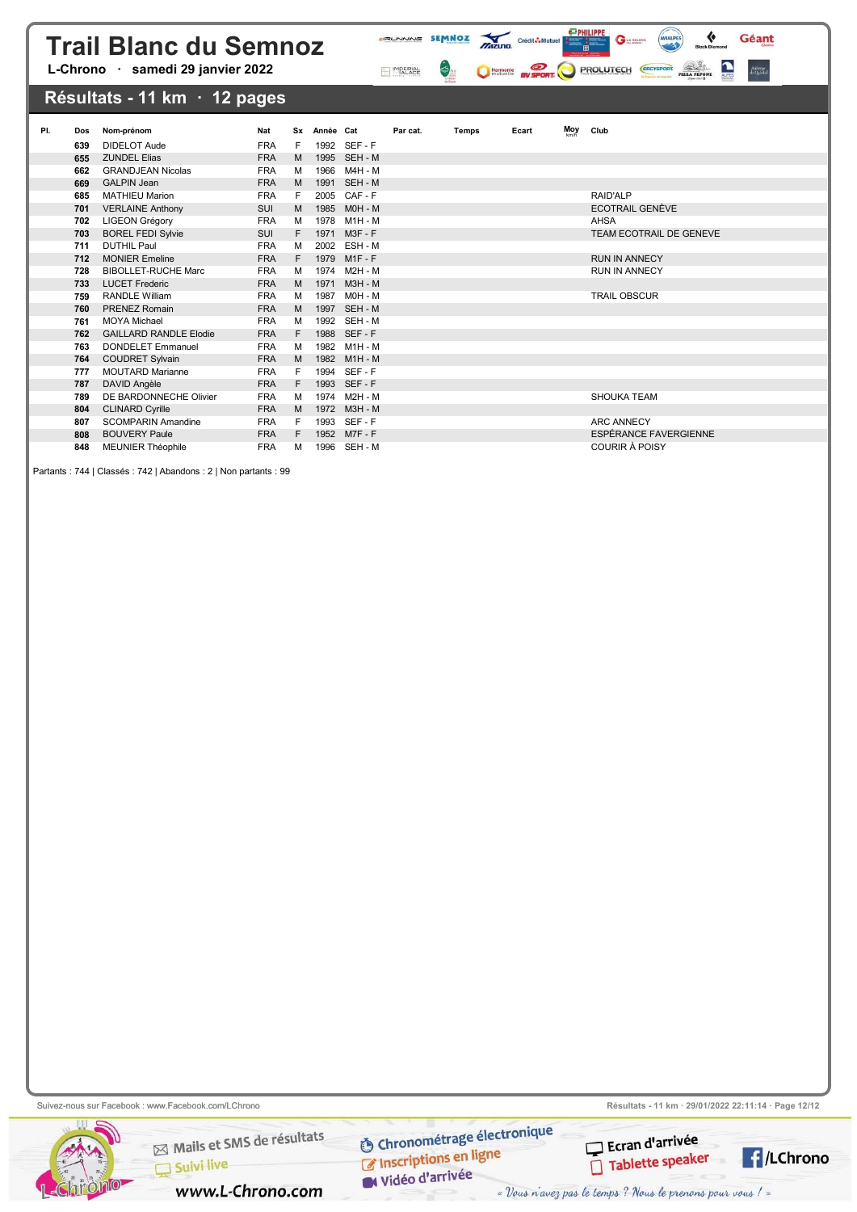# Trail Blanc du Semnoz

**L-Chrono · samedi 29 janvier 2022**

## Résultats - 11 km · 12 pages

| Pl. | Dos | Nom-prénom | Nat | Sx | Année | Cat | Par cat. | Temps | Ecart | Moy km/h | Club |
|---|---|---|---|---|---|---|---|---|---|---|---|
| | 639 | DIDELOT Aude | FRA | F | 1992 | SEF - F | | | | | |
| | 655 | ZUNDEL Elias | FRA | M | 1995 | SEH - M | | | | | |
| | 662 | GRANDJEAN Nicolas | FRA | M | 1966 | M4H - M | | | | | |
| | 669 | GALPIN Jean | FRA | M | 1991 | SEH - M | | | | | |
| | 685 | MATHIEU Marion | FRA | F | 2005 | CAF - F | | | | | RAID'ALP |
| | 701 | VERLAINE Anthony | SUI | M | 1985 | M0H - M | | | | | ECOTRAIL GENÈVE |
| | 702 | LIGEON Grégory | FRA | M | 1978 | M1H - M | | | | | AHSA |
| | 703 | BOREL FEDI Sylvie | SUI | F | 1971 | M3F - F | | | | | TEAM ECOTRAIL DE GENEVE |
| | 711 | DUTHIL Paul | FRA | M | 2002 | ESH - M | | | | | |
| | 712 | MONIER Emeline | FRA | F | 1979 | M1F - F | | | | | RUN IN ANNECY |
| | 728 | BIBOLLET-RUCHE Marc | FRA | M | 1974 | M2H - M | | | | | RUN IN ANNECY |
| | 733 | LUCET Frederic | FRA | M | 1971 | M3H - M | | | | | |
| | 759 | RANDLE William | FRA | M | 1987 | M0H - M | | | | | TRAIL OBSCUR |
| | 760 | PRENEZ Romain | FRA | M | 1997 | SEH - M | | | | | |
| | 761 | MOYA Michael | FRA | M | 1992 | SEH - M | | | | | |
| | 762 | GAILLARD RANDLE Elodie | FRA | F | 1988 | SEF - F | | | | | |
| | 763 | DONDELET Emmanuel | FRA | M | 1982 | M1H - M | | | | | |
| | 764 | COUDRET Sylvain | FRA | M | 1982 | M1H - M | | | | | |
| | 777 | MOUTARD Marianne | FRA | F | 1994 | SEF - F | | | | | |
| | 787 | DAVID Angèle | FRA | F | 1993 | SEF - F | | | | | |
| | 789 | DE BARDONNECHE Olivier | FRA | M | 1974 | M2H - M | | | | | SHOUKA TEAM |
| | 804 | CLINARD Cyrille | FRA | M | 1972 | M3H - M | | | | | |
| | 807 | SCOMPARIN Amandine | FRA | F | 1993 | SEF - F | | | | | ARC ANNECY |
| | 808 | BOUVERY Paule | FRA | F | 1952 | M7F - F | | | | | ESPÉRANCE FAVERGIENNE |
| | 848 | MEUNIER Théophile | FRA | M | 1996 | SEH - M | | | | | COURIR À POISY |

Partants : 744 | Classés : 742 | Abandons : 2 | Non partants : 99